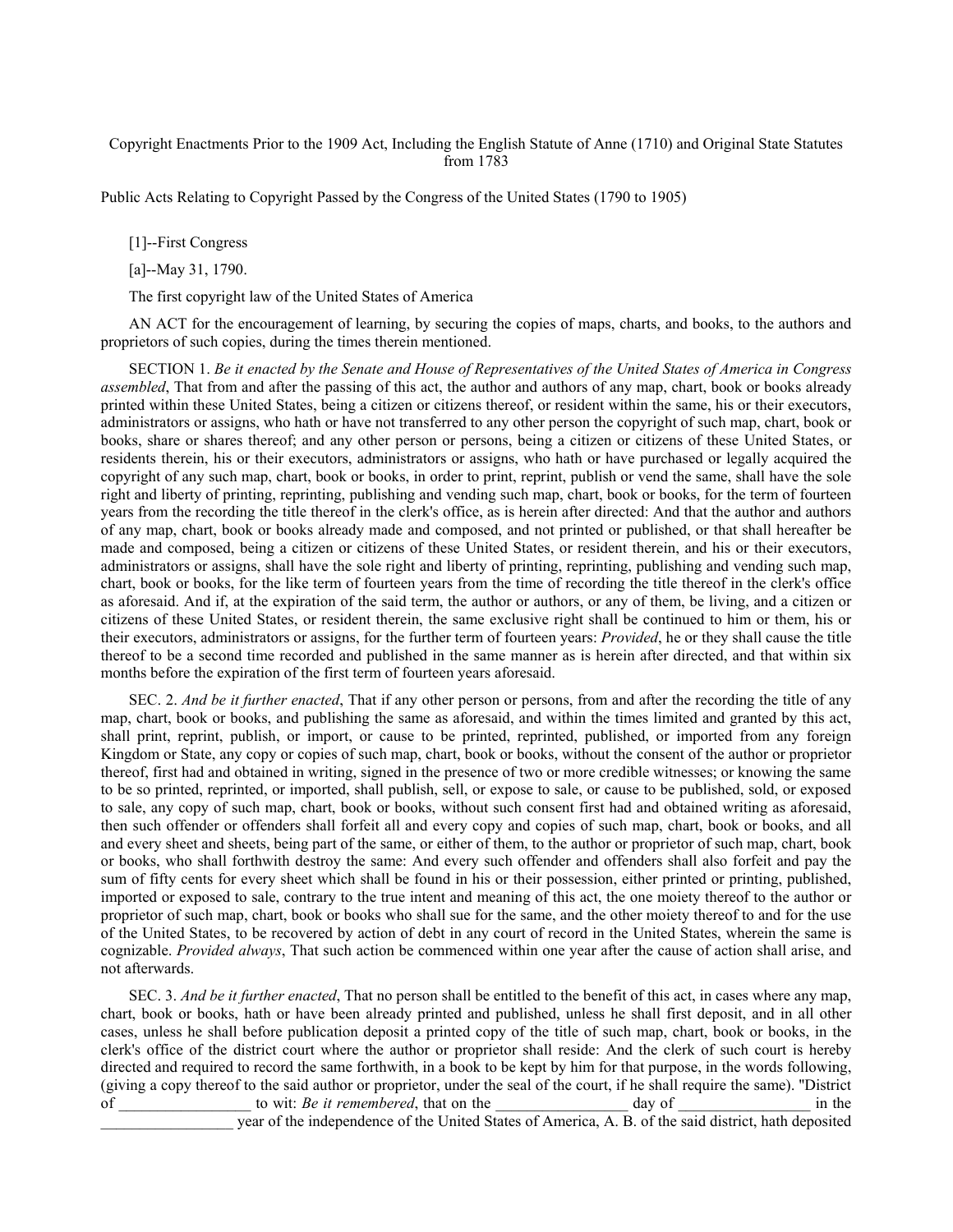# Copyright Enactments Prior to the 1909 Act, Including the English Statute of Anne (1710) and Original State Statutes from 1783

## Public Acts Relating to Copyright Passed by the Congress of the United States (1790 to 1905)

[1]--First Congress

[a]--May 31, 1790.

The first copyright law of the United States of America

AN ACT for the encouragement of learning, by securing the copies of maps, charts, and books, to the authors and proprietors of such copies, during the times therein mentioned.

SECTION 1. *Be it enacted by the Senate and House of Representatives of the United States of America in Congress assembled*, That from and after the passing of this act, the author and authors of any map, chart, book or books already printed within these United States, being a citizen or citizens thereof, or resident within the same, his or their executors, administrators or assigns, who hath or have not transferred to any other person the copyright of such map, chart, book or books, share or shares thereof; and any other person or persons, being a citizen or citizens of these United States, or residents therein, his or their executors, administrators or assigns, who hath or have purchased or legally acquired the copyright of any such map, chart, book or books, in order to print, reprint, publish or vend the same, shall have the sole right and liberty of printing, reprinting, publishing and vending such map, chart, book or books, for the term of fourteen years from the recording the title thereof in the clerk's office, as is herein after directed: And that the author and authors of any map, chart, book or books already made and composed, and not printed or published, or that shall hereafter be made and composed, being a citizen or citizens of these United States, or resident therein, and his or their executors, administrators or assigns, shall have the sole right and liberty of printing, reprinting, publishing and vending such map, chart, book or books, for the like term of fourteen years from the time of recording the title thereof in the clerk's office as aforesaid. And if, at the expiration of the said term, the author or authors, or any of them, be living, and a citizen or citizens of these United States, or resident therein, the same exclusive right shall be continued to him or them, his or their executors, administrators or assigns, for the further term of fourteen years: *Provided*, he or they shall cause the title thereof to be a second time recorded and published in the same manner as is herein after directed, and that within six months before the expiration of the first term of fourteen years aforesaid.

SEC. 2. *And be it further enacted*, That if any other person or persons, from and after the recording the title of any map, chart, book or books, and publishing the same as aforesaid, and within the times limited and granted by this act, shall print, reprint, publish, or import, or cause to be printed, reprinted, published, or imported from any foreign Kingdom or State, any copy or copies of such map, chart, book or books, without the consent of the author or proprietor thereof, first had and obtained in writing, signed in the presence of two or more credible witnesses; or knowing the same to be so printed, reprinted, or imported, shall publish, sell, or expose to sale, or cause to be published, sold, or exposed to sale, any copy of such map, chart, book or books, without such consent first had and obtained writing as aforesaid, then such offender or offenders shall forfeit all and every copy and copies of such map, chart, book or books, and all and every sheet and sheets, being part of the same, or either of them, to the author or proprietor of such map, chart, book or books, who shall forthwith destroy the same: And every such offender and offenders shall also forfeit and pay the sum of fifty cents for every sheet which shall be found in his or their possession, either printed or printing, published, imported or exposed to sale, contrary to the true intent and meaning of this act, the one moiety thereof to the author or proprietor of such map, chart, book or books who shall sue for the same, and the other moiety thereof to and for the use of the United States, to be recovered by action of debt in any court of record in the United States, wherein the same is cognizable. *Provided always*, That such action be commenced within one year after the cause of action shall arise, and not afterwards.

SEC. 3. *And be it further enacted*, That no person shall be entitled to the benefit of this act, in cases where any map, chart, book or books, hath or have been already printed and published, unless he shall first deposit, and in all other cases, unless he shall before publication deposit a printed copy of the title of such map, chart, book or books, in the clerk's office of the district court where the author or proprietor shall reside: And the clerk of such court is hereby directed and required to record the same forthwith, in a book to be kept by him for that purpose, in the words following, (giving a copy thereof to the said author or proprietor, under the seal of the court, if he shall require the same). "District of _________________ to wit: *Be it remembered*, that on the _________________ day of _________________ in the _________________ year of the independence of the United States of America, A. B. of the said district, hath deposited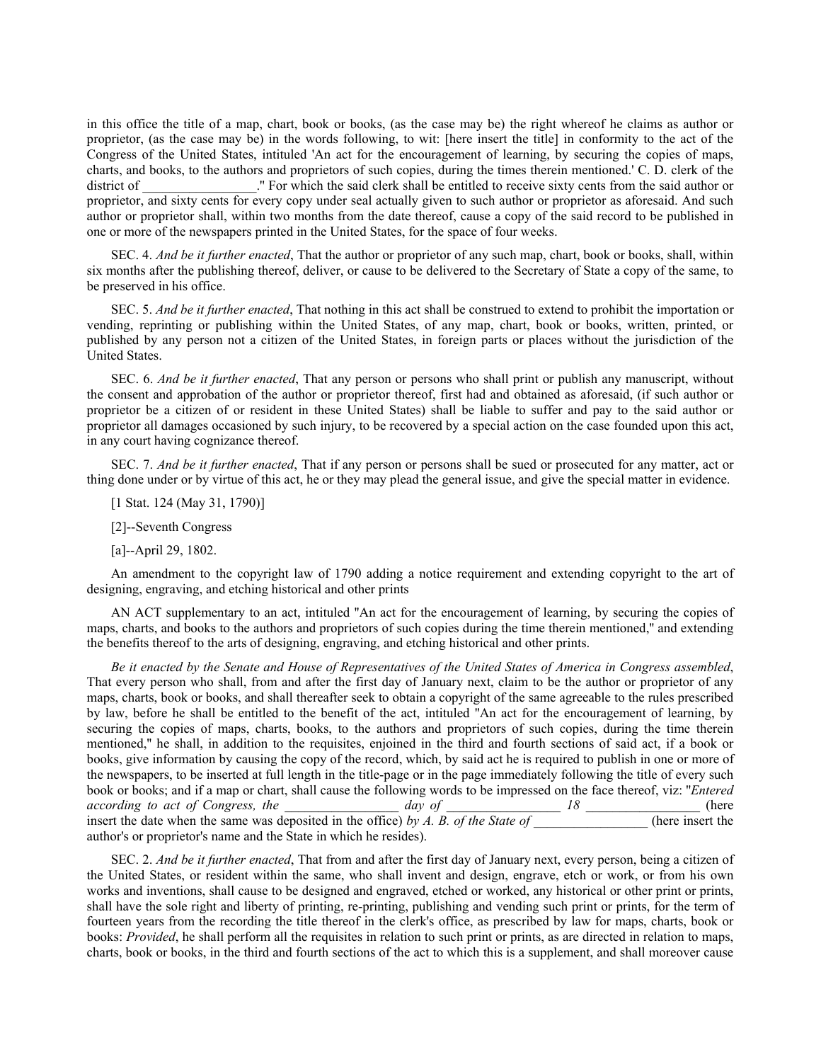in this office the title of a map, chart, book or books, (as the case may be) the right whereof he claims as author or proprietor, (as the case may be) in the words following, to wit: [here insert the title] in conformity to the act of the Congress of the United States, intituled 'An act for the encouragement of learning, by securing the copies of maps, charts, and books, to the authors and proprietors of such copies, during the times therein mentioned.' C. D. clerk of the district of _________________." For which the said clerk shall be entitled to receive sixty cents from the said author or proprietor, and sixty cents for every copy under seal actually given to such author or proprietor as aforesaid. And such author or proprietor shall, within two months from the date thereof, cause a copy of the said record to be published in one or more of the newspapers printed in the United States, for the space of four weeks.

SEC. 4. *And be it further enacted*, That the author or proprietor of any such map, chart, book or books, shall, within six months after the publishing thereof, deliver, or cause to be delivered to the Secretary of State a copy of the same, to be preserved in his office.

SEC. 5. *And be it further enacted*, That nothing in this act shall be construed to extend to prohibit the importation or vending, reprinting or publishing within the United States, of any map, chart, book or books, written, printed, or published by any person not a citizen of the United States, in foreign parts or places without the jurisdiction of the United States.

SEC. 6. *And be it further enacted*, That any person or persons who shall print or publish any manuscript, without the consent and approbation of the author or proprietor thereof, first had and obtained as aforesaid, (if such author or proprietor be a citizen of or resident in these United States) shall be liable to suffer and pay to the said author or proprietor all damages occasioned by such injury, to be recovered by a special action on the case founded upon this act, in any court having cognizance thereof.

SEC. 7. *And be it further enacted*, That if any person or persons shall be sued or prosecuted for any matter, act or thing done under or by virtue of this act, he or they may plead the general issue, and give the special matter in evidence.

[1 Stat. 124 (May 31, 1790)]

[2]--Seventh Congress

[a]--April 29, 1802.

An amendment to the copyright law of 1790 adding a notice requirement and extending copyright to the art of designing, engraving, and etching historical and other prints

AN ACT supplementary to an act, intituled "An act for the encouragement of learning, by securing the copies of maps, charts, and books to the authors and proprietors of such copies during the time therein mentioned," and extending the benefits thereof to the arts of designing, engraving, and etching historical and other prints.

*Be it enacted by the Senate and House of Representatives of the United States of America in Congress assembled*, That every person who shall, from and after the first day of January next, claim to be the author or proprietor of any maps, charts, book or books, and shall thereafter seek to obtain a copyright of the same agreeable to the rules prescribed by law, before he shall be entitled to the benefit of the act, intituled "An act for the encouragement of learning, by securing the copies of maps, charts, books, to the authors and proprietors of such copies, during the time therein mentioned," he shall, in addition to the requisites, enjoined in the third and fourth sections of said act, if a book or books, give information by causing the copy of the record, which, by said act he is required to publish in one or more of the newspapers, to be inserted at full length in the title-page or in the page immediately following the title of every such book or books; and if a map or chart, shall cause the following words to be impressed on the face thereof, viz: "*Entered according to act of Congress, the _________________ day of _________________ 18 _________________* (here insert the date when the same was deposited in the office) *by A. B. of the State of _________________* (here insert the author's or proprietor's name and the State in which he resides).

SEC. 2. *And be it further enacted*, That from and after the first day of January next, every person, being a citizen of the United States, or resident within the same, who shall invent and design, engrave, etch or work, or from his own works and inventions, shall cause to be designed and engraved, etched or worked, any historical or other print or prints, shall have the sole right and liberty of printing, re-printing, publishing and vending such print or prints, for the term of fourteen years from the recording the title thereof in the clerk's office, as prescribed by law for maps, charts, book or books: *Provided*, he shall perform all the requisites in relation to such print or prints, as are directed in relation to maps, charts, book or books, in the third and fourth sections of the act to which this is a supplement, and shall moreover cause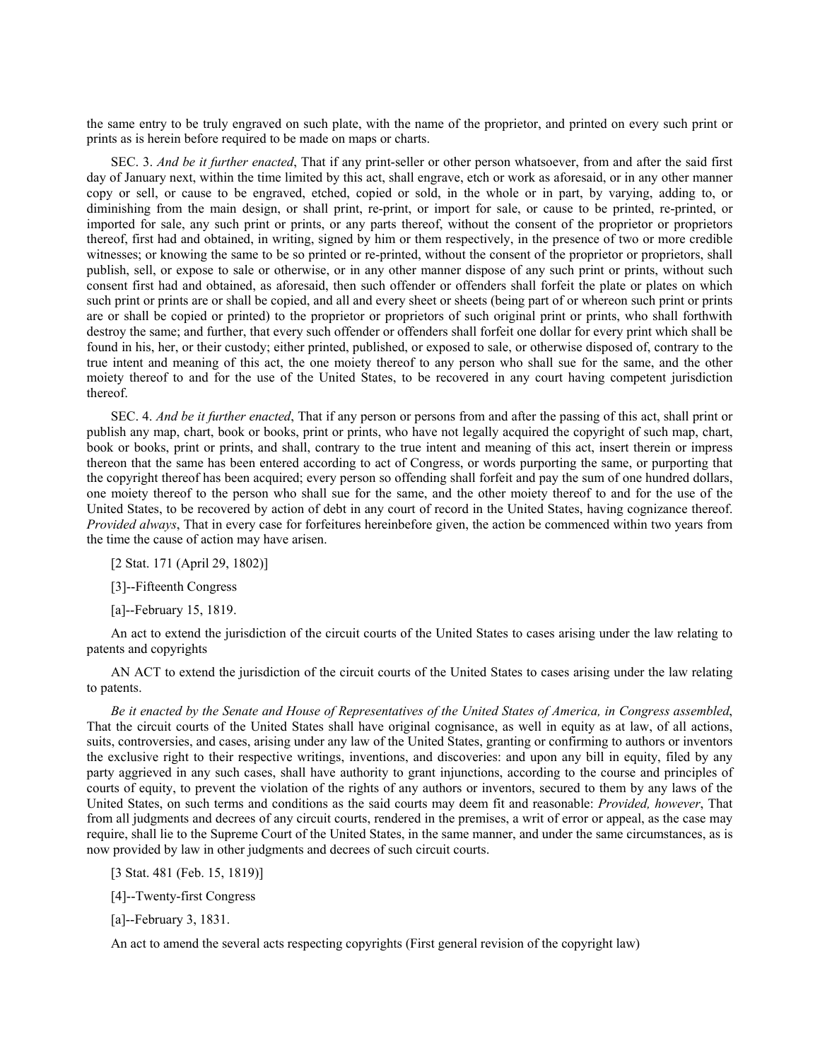the same entry to be truly engraved on such plate, with the name of the proprietor, and printed on every such print or prints as is herein before required to be made on maps or charts.

SEC. 3. *And be it further enacted*, That if any print-seller or other person whatsoever, from and after the said first day of January next, within the time limited by this act, shall engrave, etch or work as aforesaid, or in any other manner copy or sell, or cause to be engraved, etched, copied or sold, in the whole or in part, by varying, adding to, or diminishing from the main design, or shall print, re-print, or import for sale, or cause to be printed, re-printed, or imported for sale, any such print or prints, or any parts thereof, without the consent of the proprietor or proprietors thereof, first had and obtained, in writing, signed by him or them respectively, in the presence of two or more credible witnesses; or knowing the same to be so printed or re-printed, without the consent of the proprietor or proprietors, shall publish, sell, or expose to sale or otherwise, or in any other manner dispose of any such print or prints, without such consent first had and obtained, as aforesaid, then such offender or offenders shall forfeit the plate or plates on which such print or prints are or shall be copied, and all and every sheet or sheets (being part of or whereon such print or prints are or shall be copied or printed) to the proprietor or proprietors of such original print or prints, who shall forthwith destroy the same; and further, that every such offender or offenders shall forfeit one dollar for every print which shall be found in his, her, or their custody; either printed, published, or exposed to sale, or otherwise disposed of, contrary to the true intent and meaning of this act, the one moiety thereof to any person who shall sue for the same, and the other moiety thereof to and for the use of the United States, to be recovered in any court having competent jurisdiction thereof.

SEC. 4. *And be it further enacted*, That if any person or persons from and after the passing of this act, shall print or publish any map, chart, book or books, print or prints, who have not legally acquired the copyright of such map, chart, book or books, print or prints, and shall, contrary to the true intent and meaning of this act, insert therein or impress thereon that the same has been entered according to act of Congress, or words purporting the same, or purporting that the copyright thereof has been acquired; every person so offending shall forfeit and pay the sum of one hundred dollars, one moiety thereof to the person who shall sue for the same, and the other moiety thereof to and for the use of the United States, to be recovered by action of debt in any court of record in the United States, having cognizance thereof. *Provided always*, That in every case for forfeitures hereinbefore given, the action be commenced within two years from the time the cause of action may have arisen.

[2 Stat. 171 (April 29, 1802)]

[3]--Fifteenth Congress

[a]--February 15, 1819.

An act to extend the jurisdiction of the circuit courts of the United States to cases arising under the law relating to patents and copyrights

AN ACT to extend the jurisdiction of the circuit courts of the United States to cases arising under the law relating to patents.

*Be it enacted by the Senate and House of Representatives of the United States of America, in Congress assembled*, That the circuit courts of the United States shall have original cognisance, as well in equity as at law, of all actions, suits, controversies, and cases, arising under any law of the United States, granting or confirming to authors or inventors the exclusive right to their respective writings, inventions, and discoveries: and upon any bill in equity, filed by any party aggrieved in any such cases, shall have authority to grant injunctions, according to the course and principles of courts of equity, to prevent the violation of the rights of any authors or inventors, secured to them by any laws of the United States, on such terms and conditions as the said courts may deem fit and reasonable: *Provided, however*, That from all judgments and decrees of any circuit courts, rendered in the premises, a writ of error or appeal, as the case may require, shall lie to the Supreme Court of the United States, in the same manner, and under the same circumstances, as is now provided by law in other judgments and decrees of such circuit courts.

[3 Stat. 481 (Feb. 15, 1819)]

[4]--Twenty-first Congress

[a]--February 3, 1831.

An act to amend the several acts respecting copyrights (First general revision of the copyright law)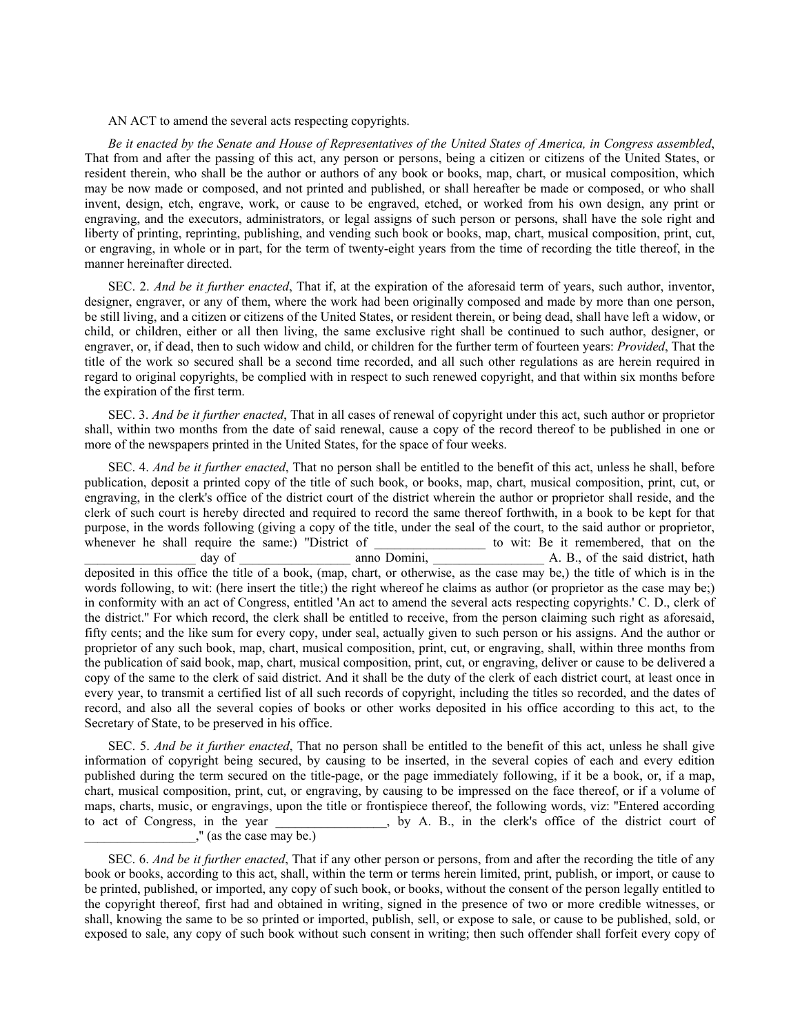AN ACT to amend the several acts respecting copyrights.

*Be it enacted by the Senate and House of Representatives of the United States of America, in Congress assembled*, That from and after the passing of this act, any person or persons, being a citizen or citizens of the United States, or resident therein, who shall be the author or authors of any book or books, map, chart, or musical composition, which may be now made or composed, and not printed and published, or shall hereafter be made or composed, or who shall invent, design, etch, engrave, work, or cause to be engraved, etched, or worked from his own design, any print or engraving, and the executors, administrators, or legal assigns of such person or persons, shall have the sole right and liberty of printing, reprinting, publishing, and vending such book or books, map, chart, musical composition, print, cut, or engraving, in whole or in part, for the term of twenty-eight years from the time of recording the title thereof, in the manner hereinafter directed.

SEC. 2. *And be it further enacted*, That if, at the expiration of the aforesaid term of years, such author, inventor, designer, engraver, or any of them, where the work had been originally composed and made by more than one person, be still living, and a citizen or citizens of the United States, or resident therein, or being dead, shall have left a widow, or child, or children, either or all then living, the same exclusive right shall be continued to such author, designer, or engraver, or, if dead, then to such widow and child, or children for the further term of fourteen years: *Provided*, That the title of the work so secured shall be a second time recorded, and all such other regulations as are herein required in regard to original copyrights, be complied with in respect to such renewed copyright, and that within six months before the expiration of the first term.

SEC. 3. *And be it further enacted*, That in all cases of renewal of copyright under this act, such author or proprietor shall, within two months from the date of said renewal, cause a copy of the record thereof to be published in one or more of the newspapers printed in the United States, for the space of four weeks.

SEC. 4. *And be it further enacted*, That no person shall be entitled to the benefit of this act, unless he shall, before publication, deposit a printed copy of the title of such book, or books, map, chart, musical composition, print, cut, or engraving, in the clerk's office of the district court of the district wherein the author or proprietor shall reside, and the clerk of such court is hereby directed and required to record the same thereof forthwith, in a book to be kept for that purpose, in the words following (giving a copy of the title, under the seal of the court, to the said author or proprietor, whenever he shall require the same:) "District of _________________ to wit: Be it remembered, that on the _________________ day of _________________ anno Domini, _________________ A. B., of the said district, hath deposited in this office the title of a book, (map, chart, or otherwise, as the case may be,) the title of which is in the words following, to wit: (here insert the title;) the right whereof he claims as author (or proprietor as the case may be;) in conformity with an act of Congress, entitled 'An act to amend the several acts respecting copyrights.' C. D., clerk of the district." For which record, the clerk shall be entitled to receive, from the person claiming such right as aforesaid, fifty cents; and the like sum for every copy, under seal, actually given to such person or his assigns. And the author or proprietor of any such book, map, chart, musical composition, print, cut, or engraving, shall, within three months from the publication of said book, map, chart, musical composition, print, cut, or engraving, deliver or cause to be delivered a copy of the same to the clerk of said district. And it shall be the duty of the clerk of each district court, at least once in every year, to transmit a certified list of all such records of copyright, including the titles so recorded, and the dates of record, and also all the several copies of books or other works deposited in his office according to this act, to the Secretary of State, to be preserved in his office.

SEC. 5. *And be it further enacted*, That no person shall be entitled to the benefit of this act, unless he shall give information of copyright being secured, by causing to be inserted, in the several copies of each and every edition published during the term secured on the title-page, or the page immediately following, if it be a book, or, if a map, chart, musical composition, print, cut, or engraving, by causing to be impressed on the face thereof, or if a volume of maps, charts, music, or engravings, upon the title or frontispiece thereof, the following words, viz: "Entered according to act of Congress, in the year _________________, by A. B., in the clerk's office of the district court of _________________," (as the case may be.)

SEC. 6. *And be it further enacted*, That if any other person or persons, from and after the recording the title of any book or books, according to this act, shall, within the term or terms herein limited, print, publish, or import, or cause to be printed, published, or imported, any copy of such book, or books, without the consent of the person legally entitled to the copyright thereof, first had and obtained in writing, signed in the presence of two or more credible witnesses, or shall, knowing the same to be so printed or imported, publish, sell, or expose to sale, or cause to be published, sold, or exposed to sale, any copy of such book without such consent in writing; then such offender shall forfeit every copy of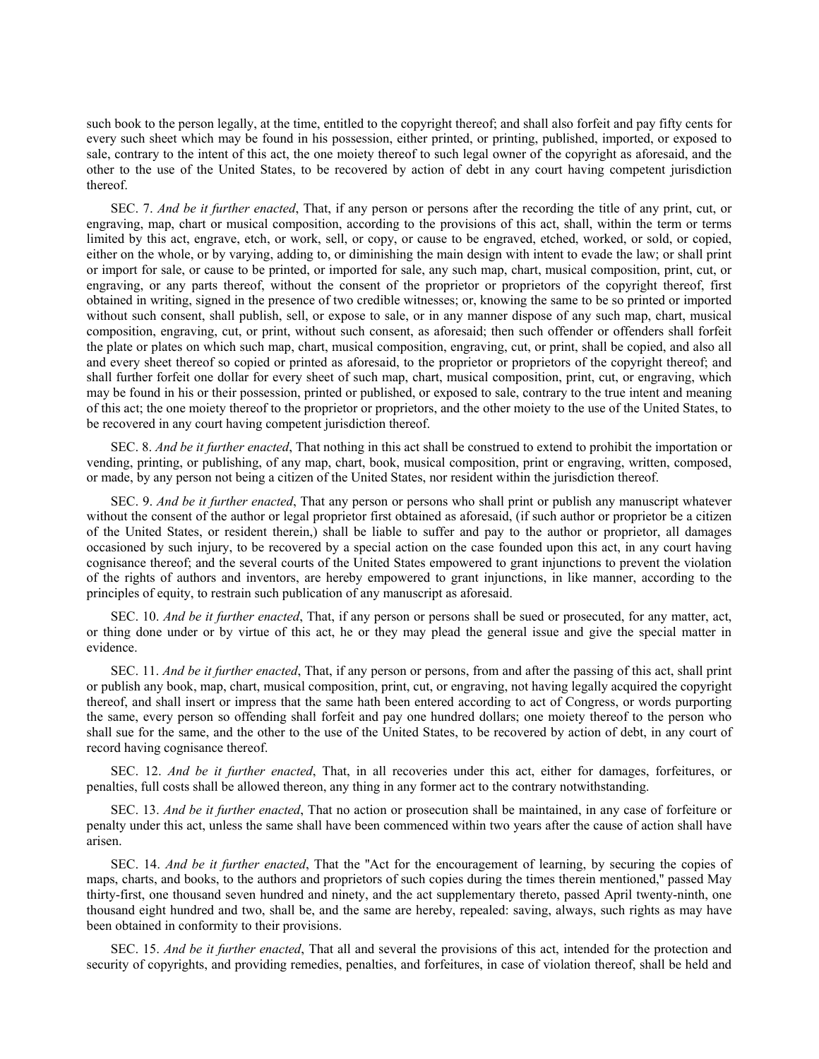such book to the person legally, at the time, entitled to the copyright thereof; and shall also forfeit and pay fifty cents for every such sheet which may be found in his possession, either printed, or printing, published, imported, or exposed to sale, contrary to the intent of this act, the one moiety thereof to such legal owner of the copyright as aforesaid, and the other to the use of the United States, to be recovered by action of debt in any court having competent jurisdiction thereof.

SEC. 7. *And be it further enacted*, That, if any person or persons after the recording the title of any print, cut, or engraving, map, chart or musical composition, according to the provisions of this act, shall, within the term or terms limited by this act, engrave, etch, or work, sell, or copy, or cause to be engraved, etched, worked, or sold, or copied, either on the whole, or by varying, adding to, or diminishing the main design with intent to evade the law; or shall print or import for sale, or cause to be printed, or imported for sale, any such map, chart, musical composition, print, cut, or engraving, or any parts thereof, without the consent of the proprietor or proprietors of the copyright thereof, first obtained in writing, signed in the presence of two credible witnesses; or, knowing the same to be so printed or imported without such consent, shall publish, sell, or expose to sale, or in any manner dispose of any such map, chart, musical composition, engraving, cut, or print, without such consent, as aforesaid; then such offender or offenders shall forfeit the plate or plates on which such map, chart, musical composition, engraving, cut, or print, shall be copied, and also all and every sheet thereof so copied or printed as aforesaid, to the proprietor or proprietors of the copyright thereof; and shall further forfeit one dollar for every sheet of such map, chart, musical composition, print, cut, or engraving, which may be found in his or their possession, printed or published, or exposed to sale, contrary to the true intent and meaning of this act; the one moiety thereof to the proprietor or proprietors, and the other moiety to the use of the United States, to be recovered in any court having competent jurisdiction thereof.

SEC. 8. *And be it further enacted*, That nothing in this act shall be construed to extend to prohibit the importation or vending, printing, or publishing, of any map, chart, book, musical composition, print or engraving, written, composed, or made, by any person not being a citizen of the United States, nor resident within the jurisdiction thereof.

SEC. 9. *And be it further enacted*, That any person or persons who shall print or publish any manuscript whatever without the consent of the author or legal proprietor first obtained as aforesaid, (if such author or proprietor be a citizen of the United States, or resident therein,) shall be liable to suffer and pay to the author or proprietor, all damages occasioned by such injury, to be recovered by a special action on the case founded upon this act, in any court having cognisance thereof; and the several courts of the United States empowered to grant injunctions to prevent the violation of the rights of authors and inventors, are hereby empowered to grant injunctions, in like manner, according to the principles of equity, to restrain such publication of any manuscript as aforesaid.

SEC. 10. *And be it further enacted*, That, if any person or persons shall be sued or prosecuted, for any matter, act, or thing done under or by virtue of this act, he or they may plead the general issue and give the special matter in evidence.

SEC. 11. *And be it further enacted*, That, if any person or persons, from and after the passing of this act, shall print or publish any book, map, chart, musical composition, print, cut, or engraving, not having legally acquired the copyright thereof, and shall insert or impress that the same hath been entered according to act of Congress, or words purporting the same, every person so offending shall forfeit and pay one hundred dollars; one moiety thereof to the person who shall sue for the same, and the other to the use of the United States, to be recovered by action of debt, in any court of record having cognisance thereof.

SEC. 12. *And be it further enacted*, That, in all recoveries under this act, either for damages, forfeitures, or penalties, full costs shall be allowed thereon, any thing in any former act to the contrary notwithstanding.

SEC. 13. *And be it further enacted*, That no action or prosecution shall be maintained, in any case of forfeiture or penalty under this act, unless the same shall have been commenced within two years after the cause of action shall have arisen.

SEC. 14. *And be it further enacted*, That the "Act for the encouragement of learning, by securing the copies of maps, charts, and books, to the authors and proprietors of such copies during the times therein mentioned," passed May thirty-first, one thousand seven hundred and ninety, and the act supplementary thereto, passed April twenty-ninth, one thousand eight hundred and two, shall be, and the same are hereby, repealed: saving, always, such rights as may have been obtained in conformity to their provisions.

SEC. 15. *And be it further enacted*, That all and several the provisions of this act, intended for the protection and security of copyrights, and providing remedies, penalties, and forfeitures, in case of violation thereof, shall be held and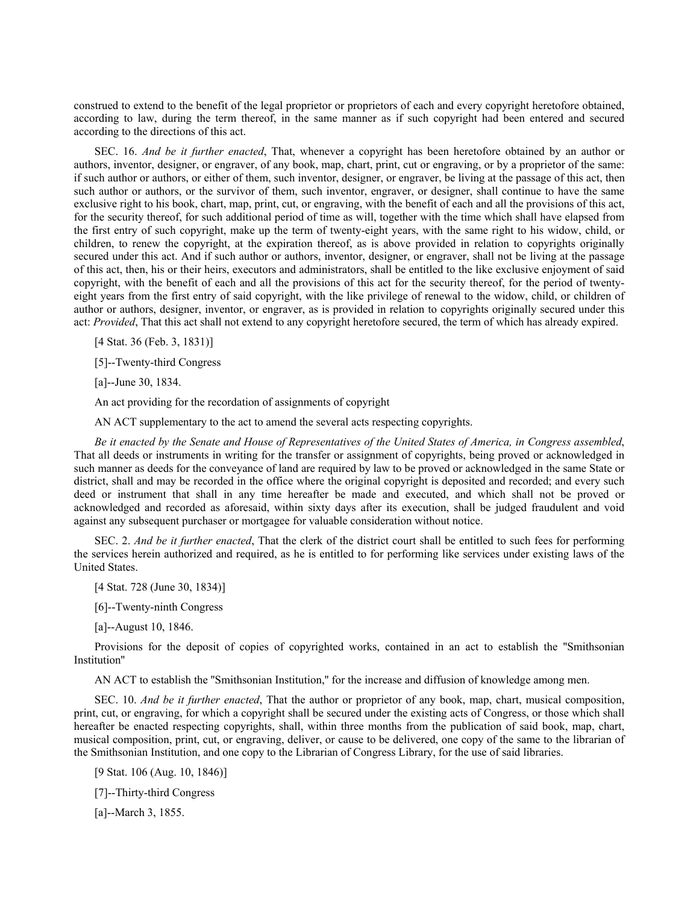construed to extend to the benefit of the legal proprietor or proprietors of each and every copyright heretofore obtained, according to law, during the term thereof, in the same manner as if such copyright had been entered and secured according to the directions of this act.

SEC. 16. *And be it further enacted*, That, whenever a copyright has been heretofore obtained by an author or authors, inventor, designer, or engraver, of any book, map, chart, print, cut or engraving, or by a proprietor of the same: if such author or authors, or either of them, such inventor, designer, or engraver, be living at the passage of this act, then such author or authors, or the survivor of them, such inventor, engraver, or designer, shall continue to have the same exclusive right to his book, chart, map, print, cut, or engraving, with the benefit of each and all the provisions of this act, for the security thereof, for such additional period of time as will, together with the time which shall have elapsed from the first entry of such copyright, make up the term of twenty-eight years, with the same right to his widow, child, or children, to renew the copyright, at the expiration thereof, as is above provided in relation to copyrights originally secured under this act. And if such author or authors, inventor, designer, or engraver, shall not be living at the passage of this act, then, his or their heirs, executors and administrators, shall be entitled to the like exclusive enjoyment of said copyright, with the benefit of each and all the provisions of this act for the security thereof, for the period of twenty-eight years from the first entry of said copyright, with the like privilege of renewal to the widow, child, or children of author or authors, designer, inventor, or engraver, as is provided in relation to copyrights originally secured under this act: *Provided*, That this act shall not extend to any copyright heretofore secured, the term of which has already expired.

[4 Stat. 36 (Feb. 3, 1831)]

[5]--Twenty-third Congress

[a]--June 30, 1834.

An act providing for the recordation of assignments of copyright

AN ACT supplementary to the act to amend the several acts respecting copyrights.

*Be it enacted by the Senate and House of Representatives of the United States of America, in Congress assembled*, That all deeds or instruments in writing for the transfer or assignment of copyrights, being proved or acknowledged in such manner as deeds for the conveyance of land are required by law to be proved or acknowledged in the same State or district, shall and may be recorded in the office where the original copyright is deposited and recorded; and every such deed or instrument that shall in any time hereafter be made and executed, and which shall not be proved or acknowledged and recorded as aforesaid, within sixty days after its execution, shall be judged fraudulent and void against any subsequent purchaser or mortgagee for valuable consideration without notice.

SEC. 2. *And be it further enacted*, That the clerk of the district court shall be entitled to such fees for performing the services herein authorized and required, as he is entitled to for performing like services under existing laws of the United States.

[4 Stat. 728 (June 30, 1834)]

[6]--Twenty-ninth Congress

[a]--August 10, 1846.

Provisions for the deposit of copies of copyrighted works, contained in an act to establish the "Smithsonian Institution"

AN ACT to establish the "Smithsonian Institution," for the increase and diffusion of knowledge among men.

SEC. 10. *And be it further enacted*, That the author or proprietor of any book, map, chart, musical composition, print, cut, or engraving, for which a copyright shall be secured under the existing acts of Congress, or those which shall hereafter be enacted respecting copyrights, shall, within three months from the publication of said book, map, chart, musical composition, print, cut, or engraving, deliver, or cause to be delivered, one copy of the same to the librarian of the Smithsonian Institution, and one copy to the Librarian of Congress Library, for the use of said libraries.

[9 Stat. 106 (Aug. 10, 1846)]

[7]--Thirty-third Congress

[a]--March 3, 1855.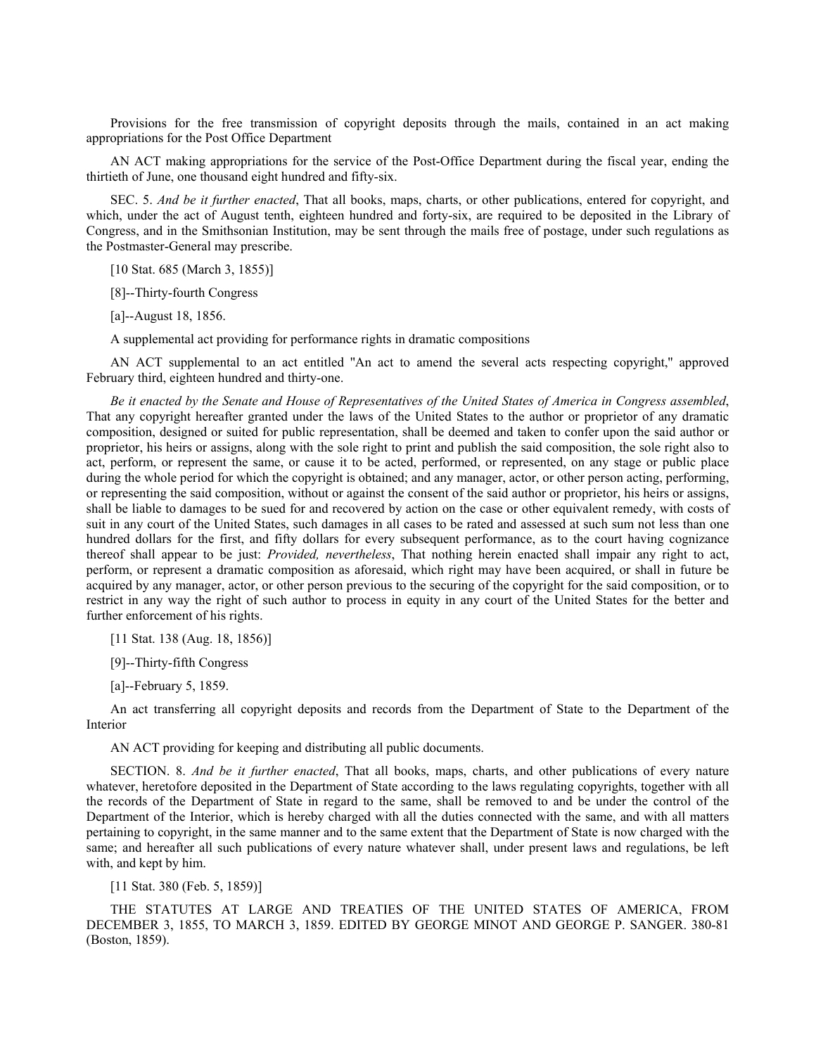Provisions for the free transmission of copyright deposits through the mails, contained in an act making appropriations for the Post Office Department

AN ACT making appropriations for the service of the Post-Office Department during the fiscal year, ending the thirtieth of June, one thousand eight hundred and fifty-six.

SEC. 5. *And be it further enacted*, That all books, maps, charts, or other publications, entered for copyright, and which, under the act of August tenth, eighteen hundred and forty-six, are required to be deposited in the Library of Congress, and in the Smithsonian Institution, may be sent through the mails free of postage, under such regulations as the Postmaster-General may prescribe.

[10 Stat. 685 (March 3, 1855)]

[8]--Thirty-fourth Congress

[a]--August 18, 1856.

A supplemental act providing for performance rights in dramatic compositions

AN ACT supplemental to an act entitled "An act to amend the several acts respecting copyright," approved February third, eighteen hundred and thirty-one.

*Be it enacted by the Senate and House of Representatives of the United States of America in Congress assembled*, That any copyright hereafter granted under the laws of the United States to the author or proprietor of any dramatic composition, designed or suited for public representation, shall be deemed and taken to confer upon the said author or proprietor, his heirs or assigns, along with the sole right to print and publish the said composition, the sole right also to act, perform, or represent the same, or cause it to be acted, performed, or represented, on any stage or public place during the whole period for which the copyright is obtained; and any manager, actor, or other person acting, performing, or representing the said composition, without or against the consent of the said author or proprietor, his heirs or assigns, shall be liable to damages to be sued for and recovered by action on the case or other equivalent remedy, with costs of suit in any court of the United States, such damages in all cases to be rated and assessed at such sum not less than one hundred dollars for the first, and fifty dollars for every subsequent performance, as to the court having cognizance thereof shall appear to be just: *Provided, nevertheless*, That nothing herein enacted shall impair any right to act, perform, or represent a dramatic composition as aforesaid, which right may have been acquired, or shall in future be acquired by any manager, actor, or other person previous to the securing of the copyright for the said composition, or to restrict in any way the right of such author to process in equity in any court of the United States for the better and further enforcement of his rights.

[11 Stat. 138 (Aug. 18, 1856)]

[9]--Thirty-fifth Congress

[a]--February 5, 1859.

An act transferring all copyright deposits and records from the Department of State to the Department of the Interior

AN ACT providing for keeping and distributing all public documents.

SECTION. 8. *And be it further enacted*, That all books, maps, charts, and other publications of every nature whatever, heretofore deposited in the Department of State according to the laws regulating copyrights, together with all the records of the Department of State in regard to the same, shall be removed to and be under the control of the Department of the Interior, which is hereby charged with all the duties connected with the same, and with all matters pertaining to copyright, in the same manner and to the same extent that the Department of State is now charged with the same; and hereafter all such publications of every nature whatever shall, under present laws and regulations, be left with, and kept by him.

[11 Stat. 380 (Feb. 5, 1859)]

THE STATUTES AT LARGE AND TREATIES OF THE UNITED STATES OF AMERICA, FROM DECEMBER 3, 1855, TO MARCH 3, 1859. EDITED BY GEORGE MINOT AND GEORGE P. SANGER. 380-81 (Boston, 1859).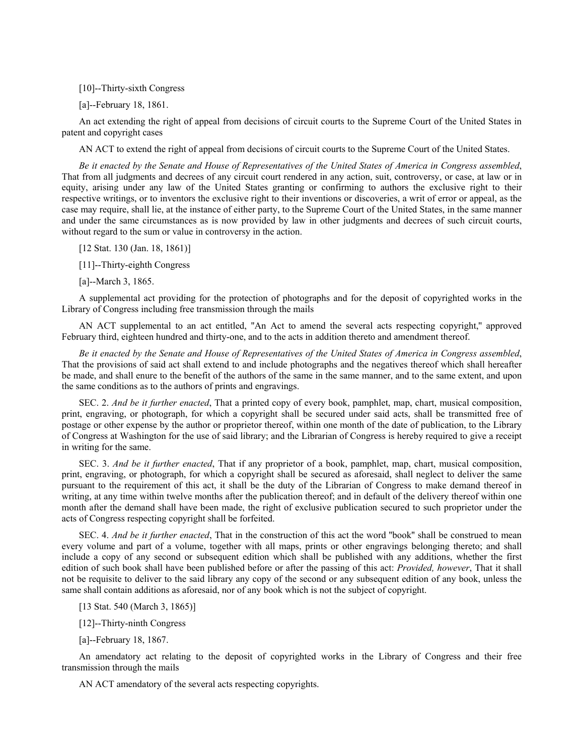[10]--Thirty-sixth Congress

[a]--February 18, 1861.

An act extending the right of appeal from decisions of circuit courts to the Supreme Court of the United States in patent and copyright cases

AN ACT to extend the right of appeal from decisions of circuit courts to the Supreme Court of the United States.

*Be it enacted by the Senate and House of Representatives of the United States of America in Congress assembled*, That from all judgments and decrees of any circuit court rendered in any action, suit, controversy, or case, at law or in equity, arising under any law of the United States granting or confirming to authors the exclusive right to their respective writings, or to inventors the exclusive right to their inventions or discoveries, a writ of error or appeal, as the case may require, shall lie, at the instance of either party, to the Supreme Court of the United States, in the same manner and under the same circumstances as is now provided by law in other judgments and decrees of such circuit courts, without regard to the sum or value in controversy in the action.

[12 Stat. 130 (Jan. 18, 1861)]

[11]--Thirty-eighth Congress

[a]--March 3, 1865.

A supplemental act providing for the protection of photographs and for the deposit of copyrighted works in the Library of Congress including free transmission through the mails

AN ACT supplemental to an act entitled, "An Act to amend the several acts respecting copyright," approved February third, eighteen hundred and thirty-one, and to the acts in addition thereto and amendment thereof.

*Be it enacted by the Senate and House of Representatives of the United States of America in Congress assembled*, That the provisions of said act shall extend to and include photographs and the negatives thereof which shall hereafter be made, and shall enure to the benefit of the authors of the same in the same manner, and to the same extent, and upon the same conditions as to the authors of prints and engravings.

SEC. 2. *And be it further enacted*, That a printed copy of every book, pamphlet, map, chart, musical composition, print, engraving, or photograph, for which a copyright shall be secured under said acts, shall be transmitted free of postage or other expense by the author or proprietor thereof, within one month of the date of publication, to the Library of Congress at Washington for the use of said library; and the Librarian of Congress is hereby required to give a receipt in writing for the same.

SEC. 3. *And be it further enacted*, That if any proprietor of a book, pamphlet, map, chart, musical composition, print, engraving, or photograph, for which a copyright shall be secured as aforesaid, shall neglect to deliver the same pursuant to the requirement of this act, it shall be the duty of the Librarian of Congress to make demand thereof in writing, at any time within twelve months after the publication thereof; and in default of the delivery thereof within one month after the demand shall have been made, the right of exclusive publication secured to such proprietor under the acts of Congress respecting copyright shall be forfeited.

SEC. 4. *And be it further enacted*, That in the construction of this act the word "book" shall be construed to mean every volume and part of a volume, together with all maps, prints or other engravings belonging thereto; and shall include a copy of any second or subsequent edition which shall be published with any additions, whether the first edition of such book shall have been published before or after the passing of this act: *Provided, however*, That it shall not be requisite to deliver to the said library any copy of the second or any subsequent edition of any book, unless the same shall contain additions as aforesaid, nor of any book which is not the subject of copyright.

[13 Stat. 540 (March 3, 1865)]

[12]--Thirty-ninth Congress

[a]--February 18, 1867.

An amendatory act relating to the deposit of copyrighted works in the Library of Congress and their free transmission through the mails

AN ACT amendatory of the several acts respecting copyrights.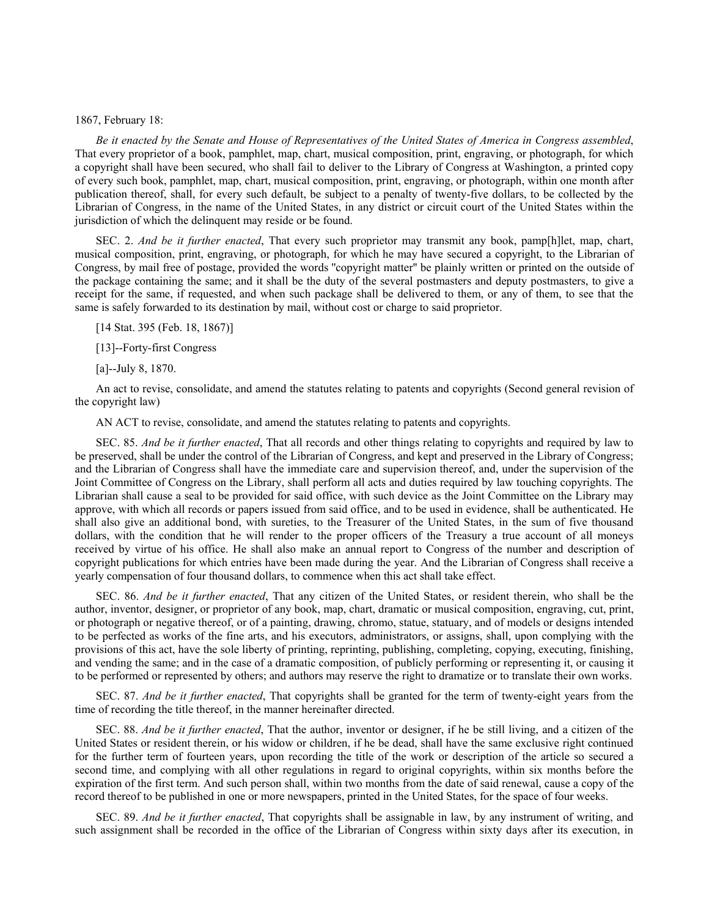1867, February 18:

*Be it enacted by the Senate and House of Representatives of the United States of America in Congress assembled*, That every proprietor of a book, pamphlet, map, chart, musical composition, print, engraving, or photograph, for which a copyright shall have been secured, who shall fail to deliver to the Library of Congress at Washington, a printed copy of every such book, pamphlet, map, chart, musical composition, print, engraving, or photograph, within one month after publication thereof, shall, for every such default, be subject to a penalty of twenty-five dollars, to be collected by the Librarian of Congress, in the name of the United States, in any district or circuit court of the United States within the jurisdiction of which the delinquent may reside or be found.

SEC. 2. *And be it further enacted*, That every such proprietor may transmit any book, pamp[h]let, map, chart, musical composition, print, engraving, or photograph, for which he may have secured a copyright, to the Librarian of Congress, by mail free of postage, provided the words "copyright matter" be plainly written or printed on the outside of the package containing the same; and it shall be the duty of the several postmasters and deputy postmasters, to give a receipt for the same, if requested, and when such package shall be delivered to them, or any of them, to see that the same is safely forwarded to its destination by mail, without cost or charge to said proprietor.

[14 Stat. 395 (Feb. 18, 1867)]

[13]--Forty-first Congress

[a]--July 8, 1870.

An act to revise, consolidate, and amend the statutes relating to patents and copyrights (Second general revision of the copyright law)

AN ACT to revise, consolidate, and amend the statutes relating to patents and copyrights.

SEC. 85. *And be it further enacted*, That all records and other things relating to copyrights and required by law to be preserved, shall be under the control of the Librarian of Congress, and kept and preserved in the Library of Congress; and the Librarian of Congress shall have the immediate care and supervision thereof, and, under the supervision of the Joint Committee of Congress on the Library, shall perform all acts and duties required by law touching copyrights. The Librarian shall cause a seal to be provided for said office, with such device as the Joint Committee on the Library may approve, with which all records or papers issued from said office, and to be used in evidence, shall be authenticated. He shall also give an additional bond, with sureties, to the Treasurer of the United States, in the sum of five thousand dollars, with the condition that he will render to the proper officers of the Treasury a true account of all moneys received by virtue of his office. He shall also make an annual report to Congress of the number and description of copyright publications for which entries have been made during the year. And the Librarian of Congress shall receive a yearly compensation of four thousand dollars, to commence when this act shall take effect.

SEC. 86. *And be it further enacted*, That any citizen of the United States, or resident therein, who shall be the author, inventor, designer, or proprietor of any book, map, chart, dramatic or musical composition, engraving, cut, print, or photograph or negative thereof, or of a painting, drawing, chromo, statue, statuary, and of models or designs intended to be perfected as works of the fine arts, and his executors, administrators, or assigns, shall, upon complying with the provisions of this act, have the sole liberty of printing, reprinting, publishing, completing, copying, executing, finishing, and vending the same; and in the case of a dramatic composition, of publicly performing or representing it, or causing it to be performed or represented by others; and authors may reserve the right to dramatize or to translate their own works.

SEC. 87. *And be it further enacted*, That copyrights shall be granted for the term of twenty-eight years from the time of recording the title thereof, in the manner hereinafter directed.

SEC. 88. *And be it further enacted*, That the author, inventor or designer, if he be still living, and a citizen of the United States or resident therein, or his widow or children, if he be dead, shall have the same exclusive right continued for the further term of fourteen years, upon recording the title of the work or description of the article so secured a second time, and complying with all other regulations in regard to original copyrights, within six months before the expiration of the first term. And such person shall, within two months from the date of said renewal, cause a copy of the record thereof to be published in one or more newspapers, printed in the United States, for the space of four weeks.

SEC. 89. *And be it further enacted*, That copyrights shall be assignable in law, by any instrument of writing, and such assignment shall be recorded in the office of the Librarian of Congress within sixty days after its execution, in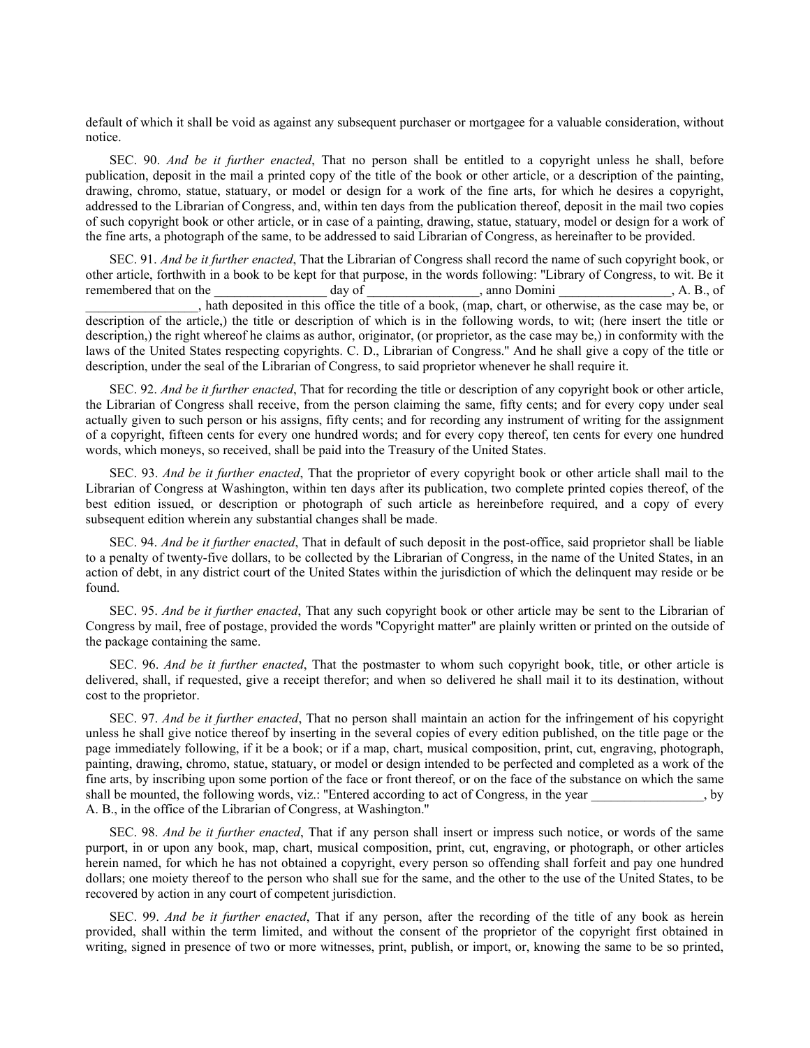default of which it shall be void as against any subsequent purchaser or mortgagee for a valuable consideration, without notice.

SEC. 90. *And be it further enacted*, That no person shall be entitled to a copyright unless he shall, before publication, deposit in the mail a printed copy of the title of the book or other article, or a description of the painting, drawing, chromo, statue, statuary, or model or design for a work of the fine arts, for which he desires a copyright, addressed to the Librarian of Congress, and, within ten days from the publication thereof, deposit in the mail two copies of such copyright book or other article, or in case of a painting, drawing, statue, statuary, model or design for a work of the fine arts, a photograph of the same, to be addressed to said Librarian of Congress, as hereinafter to be provided.

SEC. 91. *And be it further enacted*, That the Librarian of Congress shall record the name of such copyright book, or other article, forthwith in a book to be kept for that purpose, in the words following: "Library of Congress, to wit. Be it remembered that on the _________________ day of _________________, anno Domini _________________, A. B., of _________________, hath deposited in this office the title of a book, (map, chart, or otherwise, as the case may be, or description of the article,) the title or description of which is in the following words, to wit; (here insert the title or description,) the right whereof he claims as author, originator, (or proprietor, as the case may be,) in conformity with the laws of the United States respecting copyrights. C. D., Librarian of Congress." And he shall give a copy of the title or description, under the seal of the Librarian of Congress, to said proprietor whenever he shall require it.

SEC. 92. *And be it further enacted*, That for recording the title or description of any copyright book or other article, the Librarian of Congress shall receive, from the person claiming the same, fifty cents; and for every copy under seal actually given to such person or his assigns, fifty cents; and for recording any instrument of writing for the assignment of a copyright, fifteen cents for every one hundred words; and for every copy thereof, ten cents for every one hundred words, which moneys, so received, shall be paid into the Treasury of the United States.

SEC. 93. *And be it further enacted*, That the proprietor of every copyright book or other article shall mail to the Librarian of Congress at Washington, within ten days after its publication, two complete printed copies thereof, of the best edition issued, or description or photograph of such article as hereinbefore required, and a copy of every subsequent edition wherein any substantial changes shall be made.

SEC. 94. *And be it further enacted*, That in default of such deposit in the post-office, said proprietor shall be liable to a penalty of twenty-five dollars, to be collected by the Librarian of Congress, in the name of the United States, in an action of debt, in any district court of the United States within the jurisdiction of which the delinquent may reside or be found.

SEC. 95. *And be it further enacted*, That any such copyright book or other article may be sent to the Librarian of Congress by mail, free of postage, provided the words "Copyright matter" are plainly written or printed on the outside of the package containing the same.

SEC. 96. *And be it further enacted*, That the postmaster to whom such copyright book, title, or other article is delivered, shall, if requested, give a receipt therefor; and when so delivered he shall mail it to its destination, without cost to the proprietor.

SEC. 97. *And be it further enacted*, That no person shall maintain an action for the infringement of his copyright unless he shall give notice thereof by inserting in the several copies of every edition published, on the title page or the page immediately following, if it be a book; or if a map, chart, musical composition, print, cut, engraving, photograph, painting, drawing, chromo, statue, statuary, or model or design intended to be perfected and completed as a work of the fine arts, by inscribing upon some portion of the face or front thereof, or on the face of the substance on which the same shall be mounted, the following words, viz.: "Entered according to act of Congress, in the year _________________, by A. B., in the office of the Librarian of Congress, at Washington."

SEC. 98. *And be it further enacted*, That if any person shall insert or impress such notice, or words of the same purport, in or upon any book, map, chart, musical composition, print, cut, engraving, or photograph, or other articles herein named, for which he has not obtained a copyright, every person so offending shall forfeit and pay one hundred dollars; one moiety thereof to the person who shall sue for the same, and the other to the use of the United States, to be recovered by action in any court of competent jurisdiction.

SEC. 99. *And be it further enacted*, That if any person, after the recording of the title of any book as herein provided, shall within the term limited, and without the consent of the proprietor of the copyright first obtained in writing, signed in presence of two or more witnesses, print, publish, or import, or, knowing the same to be so printed,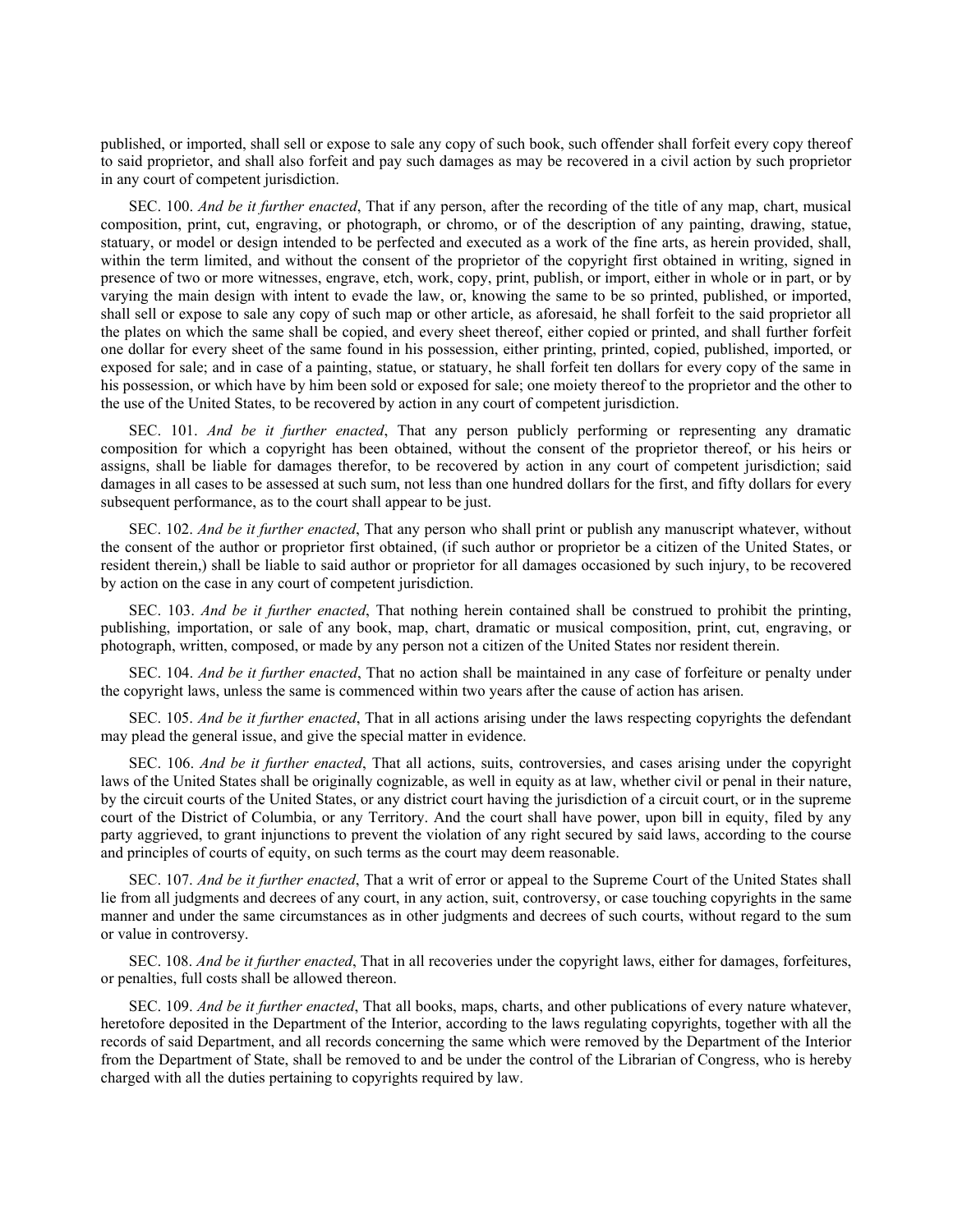published, or imported, shall sell or expose to sale any copy of such book, such offender shall forfeit every copy thereof to said proprietor, and shall also forfeit and pay such damages as may be recovered in a civil action by such proprietor in any court of competent jurisdiction.

SEC. 100. *And be it further enacted*, That if any person, after the recording of the title of any map, chart, musical composition, print, cut, engraving, or photograph, or chromo, or of the description of any painting, drawing, statue, statuary, or model or design intended to be perfected and executed as a work of the fine arts, as herein provided, shall, within the term limited, and without the consent of the proprietor of the copyright first obtained in writing, signed in presence of two or more witnesses, engrave, etch, work, copy, print, publish, or import, either in whole or in part, or by varying the main design with intent to evade the law, or, knowing the same to be so printed, published, or imported, shall sell or expose to sale any copy of such map or other article, as aforesaid, he shall forfeit to the said proprietor all the plates on which the same shall be copied, and every sheet thereof, either copied or printed, and shall further forfeit one dollar for every sheet of the same found in his possession, either printing, printed, copied, published, imported, or exposed for sale; and in case of a painting, statue, or statuary, he shall forfeit ten dollars for every copy of the same in his possession, or which have by him been sold or exposed for sale; one moiety thereof to the proprietor and the other to the use of the United States, to be recovered by action in any court of competent jurisdiction.

SEC. 101. *And be it further enacted*, That any person publicly performing or representing any dramatic composition for which a copyright has been obtained, without the consent of the proprietor thereof, or his heirs or assigns, shall be liable for damages therefor, to be recovered by action in any court of competent jurisdiction; said damages in all cases to be assessed at such sum, not less than one hundred dollars for the first, and fifty dollars for every subsequent performance, as to the court shall appear to be just.

SEC. 102. *And be it further enacted*, That any person who shall print or publish any manuscript whatever, without the consent of the author or proprietor first obtained, (if such author or proprietor be a citizen of the United States, or resident therein,) shall be liable to said author or proprietor for all damages occasioned by such injury, to be recovered by action on the case in any court of competent jurisdiction.

SEC. 103. *And be it further enacted*, That nothing herein contained shall be construed to prohibit the printing, publishing, importation, or sale of any book, map, chart, dramatic or musical composition, print, cut, engraving, or photograph, written, composed, or made by any person not a citizen of the United States nor resident therein.

SEC. 104. *And be it further enacted*, That no action shall be maintained in any case of forfeiture or penalty under the copyright laws, unless the same is commenced within two years after the cause of action has arisen.

SEC. 105. *And be it further enacted*, That in all actions arising under the laws respecting copyrights the defendant may plead the general issue, and give the special matter in evidence.

SEC. 106. *And be it further enacted*, That all actions, suits, controversies, and cases arising under the copyright laws of the United States shall be originally cognizable, as well in equity as at law, whether civil or penal in their nature, by the circuit courts of the United States, or any district court having the jurisdiction of a circuit court, or in the supreme court of the District of Columbia, or any Territory. And the court shall have power, upon bill in equity, filed by any party aggrieved, to grant injunctions to prevent the violation of any right secured by said laws, according to the course and principles of courts of equity, on such terms as the court may deem reasonable.

SEC. 107. *And be it further enacted*, That a writ of error or appeal to the Supreme Court of the United States shall lie from all judgments and decrees of any court, in any action, suit, controversy, or case touching copyrights in the same manner and under the same circumstances as in other judgments and decrees of such courts, without regard to the sum or value in controversy.

SEC. 108. *And be it further enacted*, That in all recoveries under the copyright laws, either for damages, forfeitures, or penalties, full costs shall be allowed thereon.

SEC. 109. *And be it further enacted*, That all books, maps, charts, and other publications of every nature whatever, heretofore deposited in the Department of the Interior, according to the laws regulating copyrights, together with all the records of said Department, and all records concerning the same which were removed by the Department of the Interior from the Department of State, shall be removed to and be under the control of the Librarian of Congress, who is hereby charged with all the duties pertaining to copyrights required by law.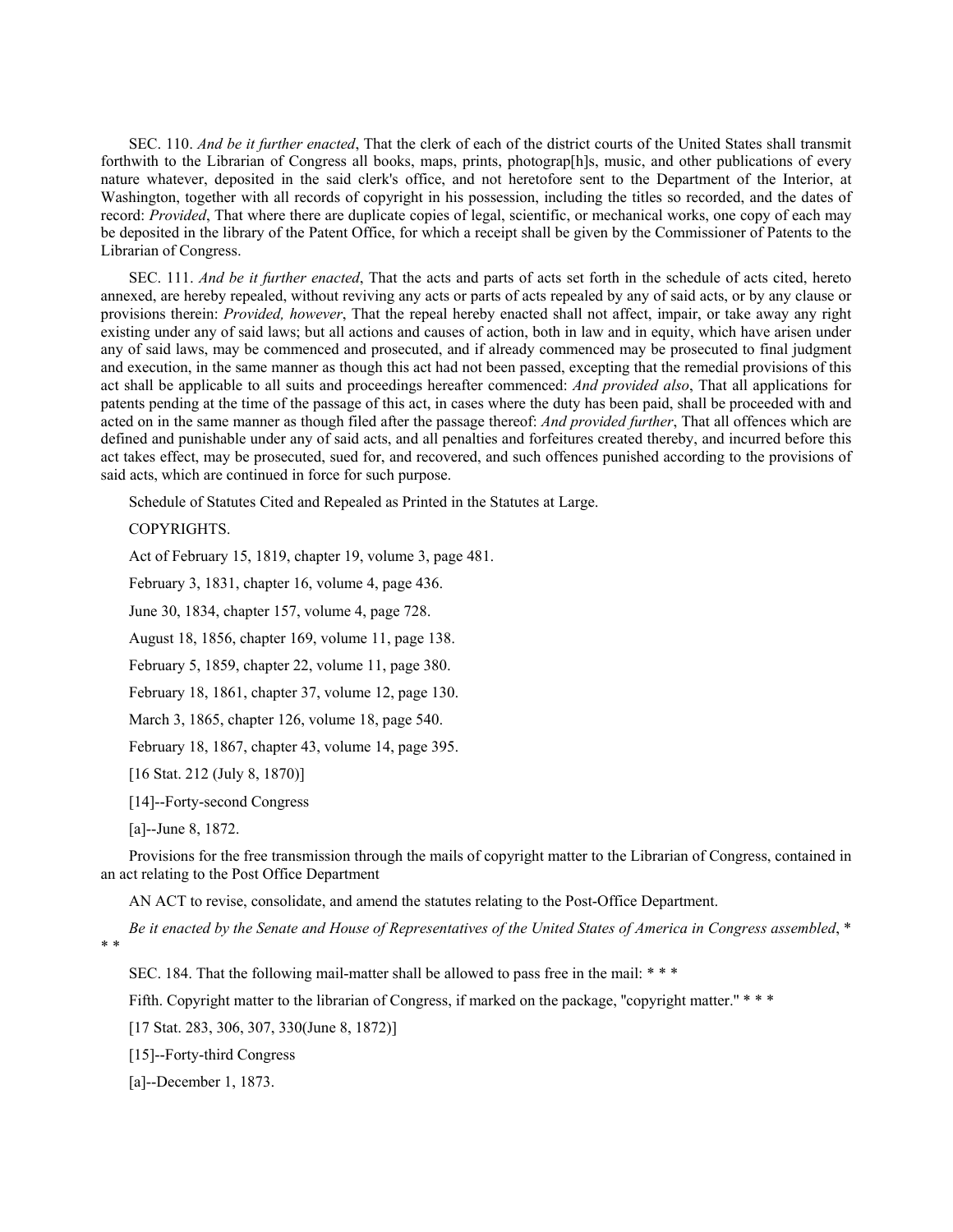SEC. 110. *And be it further enacted*, That the clerk of each of the district courts of the United States shall transmit forthwith to the Librarian of Congress all books, maps, prints, photograp[h]s, music, and other publications of every nature whatever, deposited in the said clerk's office, and not heretofore sent to the Department of the Interior, at Washington, together with all records of copyright in his possession, including the titles so recorded, and the dates of record: *Provided*, That where there are duplicate copies of legal, scientific, or mechanical works, one copy of each may be deposited in the library of the Patent Office, for which a receipt shall be given by the Commissioner of Patents to the Librarian of Congress.

SEC. 111. *And be it further enacted*, That the acts and parts of acts set forth in the schedule of acts cited, hereto annexed, are hereby repealed, without reviving any acts or parts of acts repealed by any of said acts, or by any clause or provisions therein: *Provided, however*, That the repeal hereby enacted shall not affect, impair, or take away any right existing under any of said laws; but all actions and causes of action, both in law and in equity, which have arisen under any of said laws, may be commenced and prosecuted, and if already commenced may be prosecuted to final judgment and execution, in the same manner as though this act had not been passed, excepting that the remedial provisions of this act shall be applicable to all suits and proceedings hereafter commenced: *And provided also*, That all applications for patents pending at the time of the passage of this act, in cases where the duty has been paid, shall be proceeded with and acted on in the same manner as though filed after the passage thereof: *And provided further*, That all offences which are defined and punishable under any of said acts, and all penalties and forfeitures created thereby, and incurred before this act takes effect, may be prosecuted, sued for, and recovered, and such offences punished according to the provisions of said acts, which are continued in force for such purpose.

Schedule of Statutes Cited and Repealed as Printed in the Statutes at Large.

COPYRIGHTS.

Act of February 15, 1819, chapter 19, volume 3, page 481.

February 3, 1831, chapter 16, volume 4, page 436.

June 30, 1834, chapter 157, volume 4, page 728.

August 18, 1856, chapter 169, volume 11, page 138.

February 5, 1859, chapter 22, volume 11, page 380.

February 18, 1861, chapter 37, volume 12, page 130.

March 3, 1865, chapter 126, volume 18, page 540.

February 18, 1867, chapter 43, volume 14, page 395.

[16 Stat. 212 (July 8, 1870)]

[14]--Forty-second Congress

[a]--June 8, 1872.

Provisions for the free transmission through the mails of copyright matter to the Librarian of Congress, contained in an act relating to the Post Office Department

AN ACT to revise, consolidate, and amend the statutes relating to the Post-Office Department.

*Be it enacted by the Senate and House of Representatives of the United States of America in Congress assembled*, * * *

SEC. 184. That the following mail-matter shall be allowed to pass free in the mail: * * *

Fifth. Copyright matter to the librarian of Congress, if marked on the package, "copyright matter." * * *

[17 Stat. 283, 306, 307, 330(June 8, 1872)]

[15]--Forty-third Congress

[a]--December 1, 1873.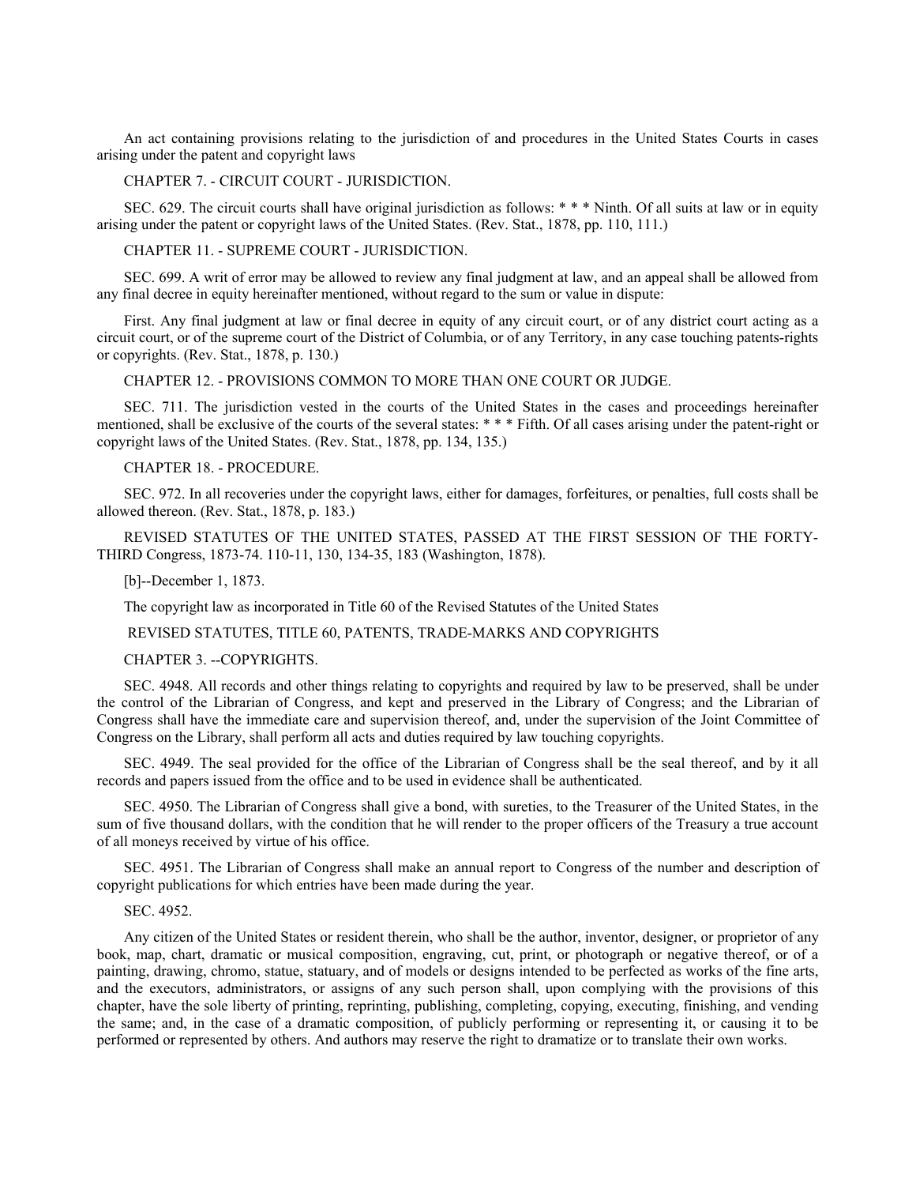An act containing provisions relating to the jurisdiction of and procedures in the United States Courts in cases arising under the patent and copyright laws

CHAPTER 7. - CIRCUIT COURT - JURISDICTION.

SEC. 629. The circuit courts shall have original jurisdiction as follows: * * * Ninth. Of all suits at law or in equity arising under the patent or copyright laws of the United States. (Rev. Stat., 1878, pp. 110, 111.)

CHAPTER 11. - SUPREME COURT - JURISDICTION.

SEC. 699. A writ of error may be allowed to review any final judgment at law, and an appeal shall be allowed from any final decree in equity hereinafter mentioned, without regard to the sum or value in dispute:

First. Any final judgment at law or final decree in equity of any circuit court, or of any district court acting as a circuit court, or of the supreme court of the District of Columbia, or of any Territory, in any case touching patents-rights or copyrights. (Rev. Stat., 1878, p. 130.)

CHAPTER 12. - PROVISIONS COMMON TO MORE THAN ONE COURT OR JUDGE.

SEC. 711. The jurisdiction vested in the courts of the United States in the cases and proceedings hereinafter mentioned, shall be exclusive of the courts of the several states: * * * Fifth. Of all cases arising under the patent-right or copyright laws of the United States. (Rev. Stat., 1878, pp. 134, 135.)

CHAPTER 18. - PROCEDURE.

SEC. 972. In all recoveries under the copyright laws, either for damages, forfeitures, or penalties, full costs shall be allowed thereon. (Rev. Stat., 1878, p. 183.)

REVISED STATUTES OF THE UNITED STATES, PASSED AT THE FIRST SESSION OF THE FORTY-THIRD Congress, 1873-74. 110-11, 130, 134-35, 183 (Washington, 1878).

[b]--December 1, 1873.

The copyright law as incorporated in Title 60 of the Revised Statutes of the United States

REVISED STATUTES, TITLE 60, PATENTS, TRADE-MARKS AND COPYRIGHTS

CHAPTER 3. --COPYRIGHTS.

SEC. 4948. All records and other things relating to copyrights and required by law to be preserved, shall be under the control of the Librarian of Congress, and kept and preserved in the Library of Congress; and the Librarian of Congress shall have the immediate care and supervision thereof, and, under the supervision of the Joint Committee of Congress on the Library, shall perform all acts and duties required by law touching copyrights.

SEC. 4949. The seal provided for the office of the Librarian of Congress shall be the seal thereof, and by it all records and papers issued from the office and to be used in evidence shall be authenticated.

SEC. 4950. The Librarian of Congress shall give a bond, with sureties, to the Treasurer of the United States, in the sum of five thousand dollars, with the condition that he will render to the proper officers of the Treasury a true account of all moneys received by virtue of his office.

SEC. 4951. The Librarian of Congress shall make an annual report to Congress of the number and description of copyright publications for which entries have been made during the year.

SEC. 4952.

Any citizen of the United States or resident therein, who shall be the author, inventor, designer, or proprietor of any book, map, chart, dramatic or musical composition, engraving, cut, print, or photograph or negative thereof, or of a painting, drawing, chromo, statue, statuary, and of models or designs intended to be perfected as works of the fine arts, and the executors, administrators, or assigns of any such person shall, upon complying with the provisions of this chapter, have the sole liberty of printing, reprinting, publishing, completing, copying, executing, finishing, and vending the same; and, in the case of a dramatic composition, of publicly performing or representing it, or causing it to be performed or represented by others. And authors may reserve the right to dramatize or to translate their own works.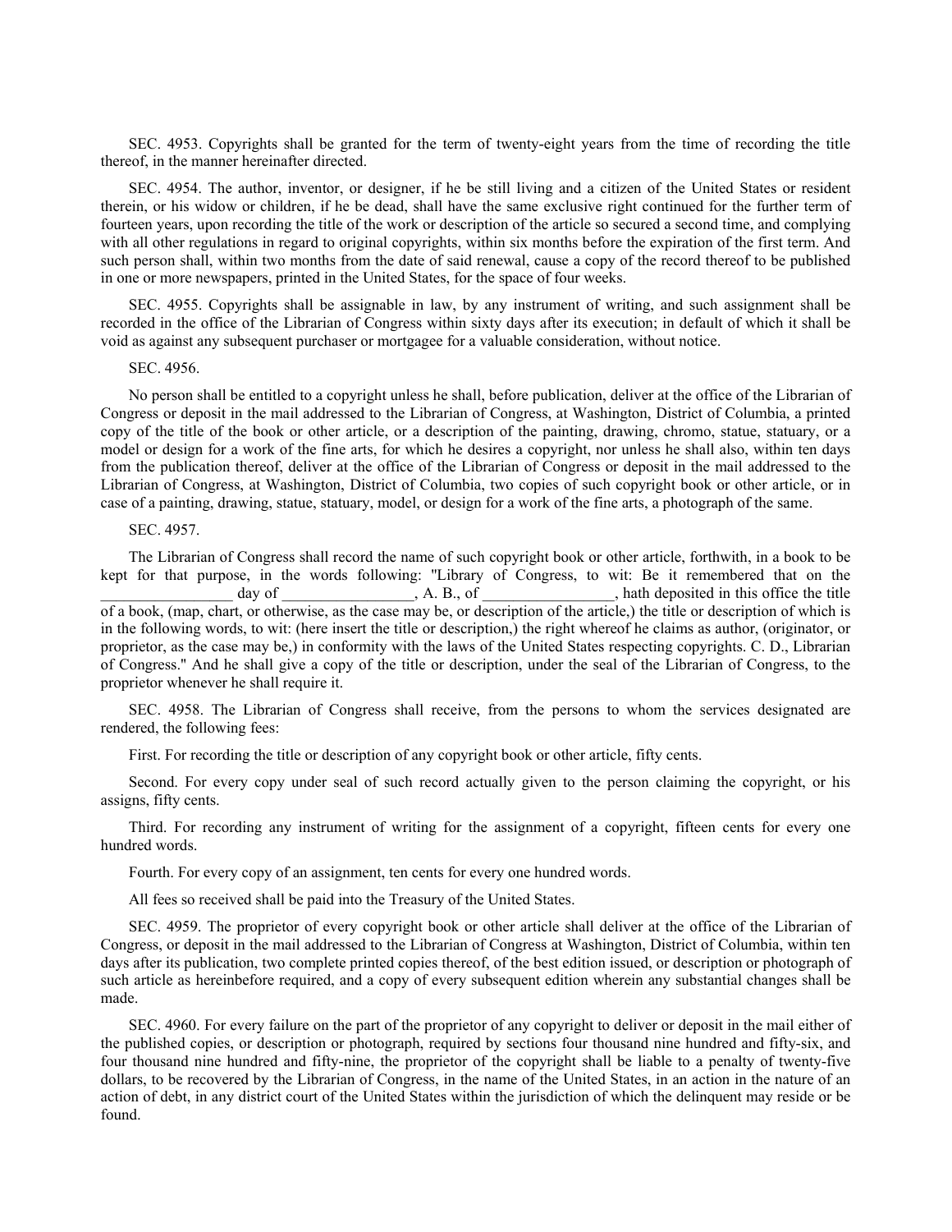SEC. 4953. Copyrights shall be granted for the term of twenty-eight years from the time of recording the title thereof, in the manner hereinafter directed.

SEC. 4954. The author, inventor, or designer, if he be still living and a citizen of the United States or resident therein, or his widow or children, if he be dead, shall have the same exclusive right continued for the further term of fourteen years, upon recording the title of the work or description of the article so secured a second time, and complying with all other regulations in regard to original copyrights, within six months before the expiration of the first term. And such person shall, within two months from the date of said renewal, cause a copy of the record thereof to be published in one or more newspapers, printed in the United States, for the space of four weeks.

SEC. 4955. Copyrights shall be assignable in law, by any instrument of writing, and such assignment shall be recorded in the office of the Librarian of Congress within sixty days after its execution; in default of which it shall be void as against any subsequent purchaser or mortgagee for a valuable consideration, without notice.

SEC. 4956.

No person shall be entitled to a copyright unless he shall, before publication, deliver at the office of the Librarian of Congress or deposit in the mail addressed to the Librarian of Congress, at Washington, District of Columbia, a printed copy of the title of the book or other article, or a description of the painting, drawing, chromo, statue, statuary, or a model or design for a work of the fine arts, for which he desires a copyright, nor unless he shall also, within ten days from the publication thereof, deliver at the office of the Librarian of Congress or deposit in the mail addressed to the Librarian of Congress, at Washington, District of Columbia, two copies of such copyright book or other article, or in case of a painting, drawing, statue, statuary, model, or design for a work of the fine arts, a photograph of the same.

SEC. 4957.

The Librarian of Congress shall record the name of such copyright book or other article, forthwith, in a book to be kept for that purpose, in the words following: "Library of Congress, to wit: Be it remembered that on the _________________ day of _________________, A. B., of _________________, hath deposited in this office the title of a book, (map, chart, or otherwise, as the case may be, or description of the article,) the title or description of which is in the following words, to wit: (here insert the title or description,) the right whereof he claims as author, (originator, or proprietor, as the case may be,) in conformity with the laws of the United States respecting copyrights. C. D., Librarian of Congress." And he shall give a copy of the title or description, under the seal of the Librarian of Congress, to the proprietor whenever he shall require it.

SEC. 4958. The Librarian of Congress shall receive, from the persons to whom the services designated are rendered, the following fees:

First. For recording the title or description of any copyright book or other article, fifty cents.

Second. For every copy under seal of such record actually given to the person claiming the copyright, or his assigns, fifty cents.

Third. For recording any instrument of writing for the assignment of a copyright, fifteen cents for every one hundred words.

Fourth. For every copy of an assignment, ten cents for every one hundred words.

All fees so received shall be paid into the Treasury of the United States.

SEC. 4959. The proprietor of every copyright book or other article shall deliver at the office of the Librarian of Congress, or deposit in the mail addressed to the Librarian of Congress at Washington, District of Columbia, within ten days after its publication, two complete printed copies thereof, of the best edition issued, or description or photograph of such article as hereinbefore required, and a copy of every subsequent edition wherein any substantial changes shall be made.

SEC. 4960. For every failure on the part of the proprietor of any copyright to deliver or deposit in the mail either of the published copies, or description or photograph, required by sections four thousand nine hundred and fifty-six, and four thousand nine hundred and fifty-nine, the proprietor of the copyright shall be liable to a penalty of twenty-five dollars, to be recovered by the Librarian of Congress, in the name of the United States, in an action in the nature of an action of debt, in any district court of the United States within the jurisdiction of which the delinquent may reside or be found.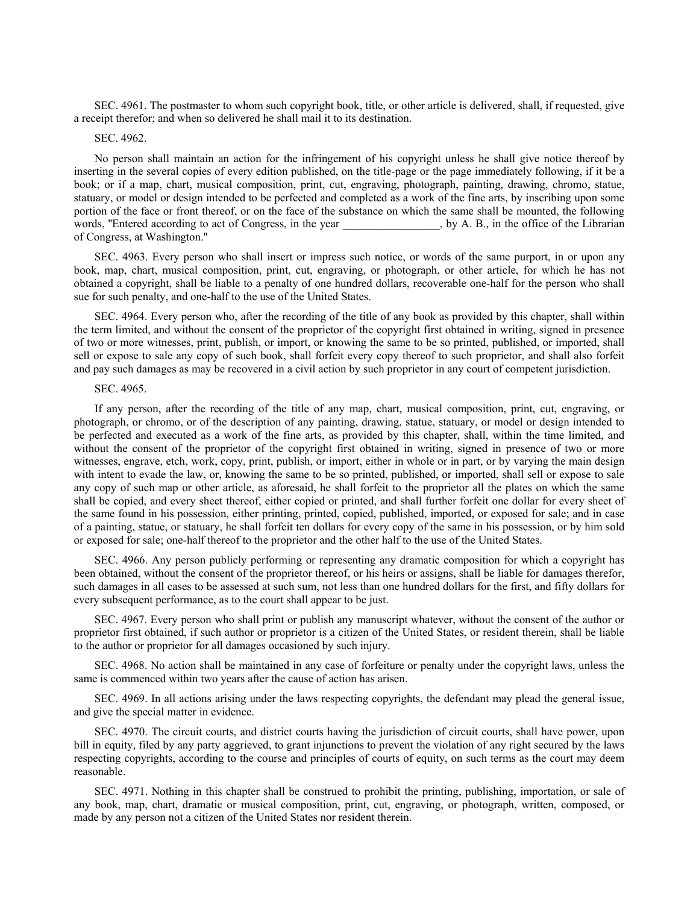SEC. 4961. The postmaster to whom such copyright book, title, or other article is delivered, shall, if requested, give a receipt therefor; and when so delivered he shall mail it to its destination.

SEC. 4962.

No person shall maintain an action for the infringement of his copyright unless he shall give notice thereof by inserting in the several copies of every edition published, on the title-page or the page immediately following, if it be a book; or if a map, chart, musical composition, print, cut, engraving, photograph, painting, drawing, chromo, statue, statuary, or model or design intended to be perfected and completed as a work of the fine arts, by inscribing upon some portion of the face or front thereof, or on the face of the substance on which the same shall be mounted, the following words, "Entered according to act of Congress, in the year _________________, by A. B., in the office of the Librarian of Congress, at Washington."

SEC. 4963. Every person who shall insert or impress such notice, or words of the same purport, in or upon any book, map, chart, musical composition, print, cut, engraving, or photograph, or other article, for which he has not obtained a copyright, shall be liable to a penalty of one hundred dollars, recoverable one-half for the person who shall sue for such penalty, and one-half to the use of the United States.

SEC. 4964. Every person who, after the recording of the title of any book as provided by this chapter, shall within the term limited, and without the consent of the proprietor of the copyright first obtained in writing, signed in presence of two or more witnesses, print, publish, or import, or knowing the same to be so printed, published, or imported, shall sell or expose to sale any copy of such book, shall forfeit every copy thereof to such proprietor, and shall also forfeit and pay such damages as may be recovered in a civil action by such proprietor in any court of competent jurisdiction.

SEC. 4965.

If any person, after the recording of the title of any map, chart, musical composition, print, cut, engraving, or photograph, or chromo, or of the description of any painting, drawing, statue, statuary, or model or design intended to be perfected and executed as a work of the fine arts, as provided by this chapter, shall, within the time limited, and without the consent of the proprietor of the copyright first obtained in writing, signed in presence of two or more witnesses, engrave, etch, work, copy, print, publish, or import, either in whole or in part, or by varying the main design with intent to evade the law, or, knowing the same to be so printed, published, or imported, shall sell or expose to sale any copy of such map or other article, as aforesaid, he shall forfeit to the proprietor all the plates on which the same shall be copied, and every sheet thereof, either copied or printed, and shall further forfeit one dollar for every sheet of the same found in his possession, either printing, printed, copied, published, imported, or exposed for sale; and in case of a painting, statue, or statuary, he shall forfeit ten dollars for every copy of the same in his possession, or by him sold or exposed for sale; one-half thereof to the proprietor and the other half to the use of the United States.

SEC. 4966. Any person publicly performing or representing any dramatic composition for which a copyright has been obtained, without the consent of the proprietor thereof, or his heirs or assigns, shall be liable for damages therefor, such damages in all cases to be assessed at such sum, not less than one hundred dollars for the first, and fifty dollars for every subsequent performance, as to the court shall appear to be just.

SEC. 4967. Every person who shall print or publish any manuscript whatever, without the consent of the author or proprietor first obtained, if such author or proprietor is a citizen of the United States, or resident therein, shall be liable to the author or proprietor for all damages occasioned by such injury.

SEC. 4968. No action shall be maintained in any case of forfeiture or penalty under the copyright laws, unless the same is commenced within two years after the cause of action has arisen.

SEC. 4969. In all actions arising under the laws respecting copyrights, the defendant may plead the general issue, and give the special matter in evidence.

SEC. 4970. The circuit courts, and district courts having the jurisdiction of circuit courts, shall have power, upon bill in equity, filed by any party aggrieved, to grant injunctions to prevent the violation of any right secured by the laws respecting copyrights, according to the course and principles of courts of equity, on such terms as the court may deem reasonable.

SEC. 4971. Nothing in this chapter shall be construed to prohibit the printing, publishing, importation, or sale of any book, map, chart, dramatic or musical composition, print, cut, engraving, or photograph, written, composed, or made by any person not a citizen of the United States nor resident therein.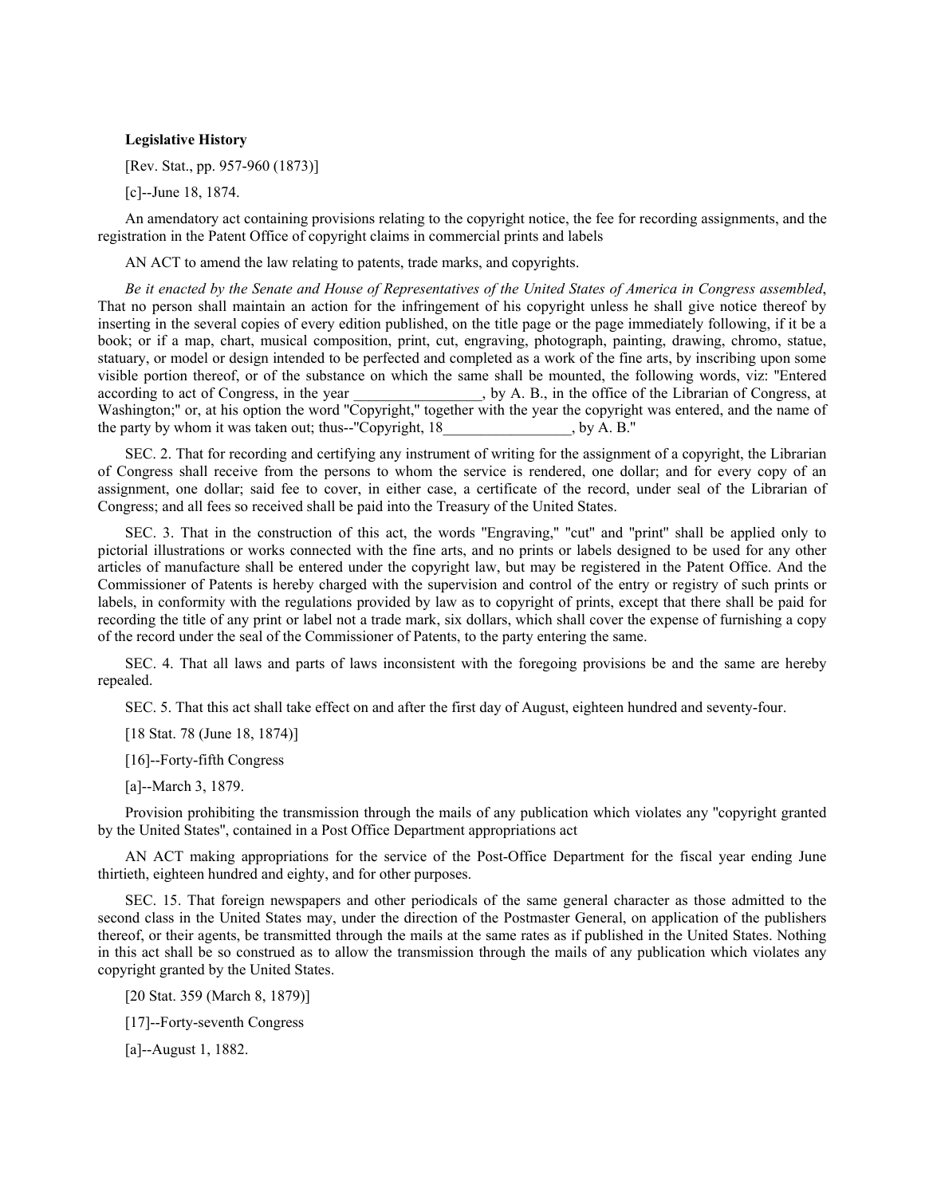**Legislative History**

[Rev. Stat., pp. 957-960 (1873)]

[c]--June 18, 1874.

An amendatory act containing provisions relating to the copyright notice, the fee for recording assignments, and the registration in the Patent Office of copyright claims in commercial prints and labels

AN ACT to amend the law relating to patents, trade marks, and copyrights.

*Be it enacted by the Senate and House of Representatives of the United States of America in Congress assembled*, That no person shall maintain an action for the infringement of his copyright unless he shall give notice thereof by inserting in the several copies of every edition published, on the title page or the page immediately following, if it be a book; or if a map, chart, musical composition, print, cut, engraving, photograph, painting, drawing, chromo, statue, statuary, or model or design intended to be perfected and completed as a work of the fine arts, by inscribing upon some visible portion thereof, or of the substance on which the same shall be mounted, the following words, viz: "Entered according to act of Congress, in the year _________________, by A. B., in the office of the Librarian of Congress, at Washington;" or, at his option the word "Copyright," together with the year the copyright was entered, and the name of the party by whom it was taken out; thus--"Copyright, 18_________________, by A. B."

SEC. 2. That for recording and certifying any instrument of writing for the assignment of a copyright, the Librarian of Congress shall receive from the persons to whom the service is rendered, one dollar; and for every copy of an assignment, one dollar; said fee to cover, in either case, a certificate of the record, under seal of the Librarian of Congress; and all fees so received shall be paid into the Treasury of the United States.

SEC. 3. That in the construction of this act, the words "Engraving," "cut" and "print" shall be applied only to pictorial illustrations or works connected with the fine arts, and no prints or labels designed to be used for any other articles of manufacture shall be entered under the copyright law, but may be registered in the Patent Office. And the Commissioner of Patents is hereby charged with the supervision and control of the entry or registry of such prints or labels, in conformity with the regulations provided by law as to copyright of prints, except that there shall be paid for recording the title of any print or label not a trade mark, six dollars, which shall cover the expense of furnishing a copy of the record under the seal of the Commissioner of Patents, to the party entering the same.

SEC. 4. That all laws and parts of laws inconsistent with the foregoing provisions be and the same are hereby repealed.

SEC. 5. That this act shall take effect on and after the first day of August, eighteen hundred and seventy-four.

[18 Stat. 78 (June 18, 1874)]

[16]--Forty-fifth Congress

[a]--March 3, 1879.

Provision prohibiting the transmission through the mails of any publication which violates any "copyright granted by the United States", contained in a Post Office Department appropriations act

AN ACT making appropriations for the service of the Post-Office Department for the fiscal year ending June thirtieth, eighteen hundred and eighty, and for other purposes.

SEC. 15. That foreign newspapers and other periodicals of the same general character as those admitted to the second class in the United States may, under the direction of the Postmaster General, on application of the publishers thereof, or their agents, be transmitted through the mails at the same rates as if published in the United States. Nothing in this act shall be so construed as to allow the transmission through the mails of any publication which violates any copyright granted by the United States.

[20 Stat. 359 (March 8, 1879)]

[17]--Forty-seventh Congress

[a]--August 1, 1882.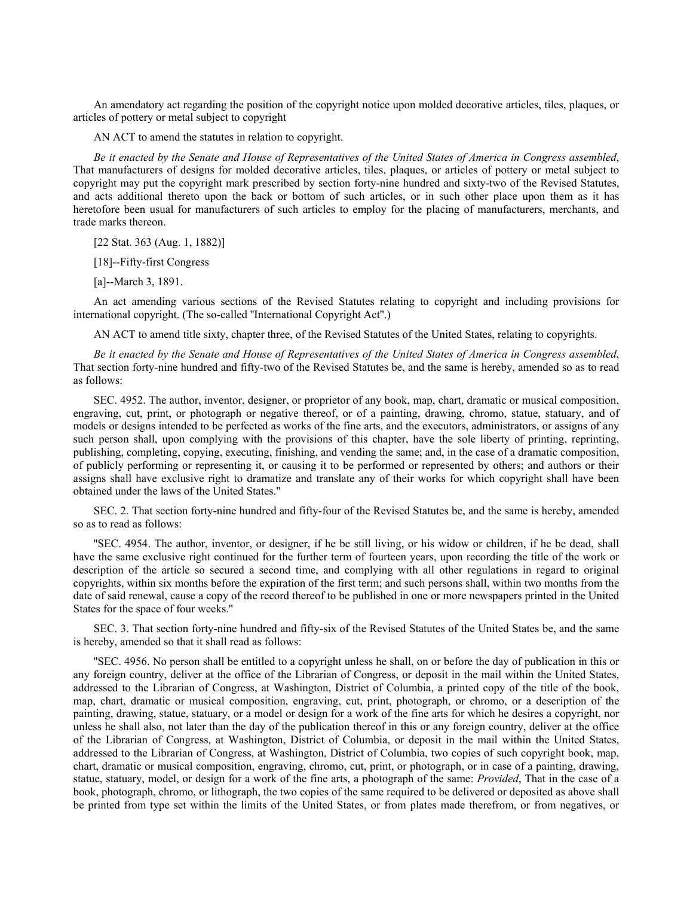An amendatory act regarding the position of the copyright notice upon molded decorative articles, tiles, plaques, or articles of pottery or metal subject to copyright

AN ACT to amend the statutes in relation to copyright.

*Be it enacted by the Senate and House of Representatives of the United States of America in Congress assembled*, That manufacturers of designs for molded decorative articles, tiles, plaques, or articles of pottery or metal subject to copyright may put the copyright mark prescribed by section forty-nine hundred and sixty-two of the Revised Statutes, and acts additional thereto upon the back or bottom of such articles, or in such other place upon them as it has heretofore been usual for manufacturers of such articles to employ for the placing of manufacturers, merchants, and trade marks thereon.

[22 Stat. 363 (Aug. 1, 1882)]

[18]--Fifty-first Congress

[a]--March 3, 1891.

An act amending various sections of the Revised Statutes relating to copyright and including provisions for international copyright. (The so-called "International Copyright Act".)

AN ACT to amend title sixty, chapter three, of the Revised Statutes of the United States, relating to copyrights.

*Be it enacted by the Senate and House of Representatives of the United States of America in Congress assembled*, That section forty-nine hundred and fifty-two of the Revised Statutes be, and the same is hereby, amended so as to read as follows:

SEC. 4952. The author, inventor, designer, or proprietor of any book, map, chart, dramatic or musical composition, engraving, cut, print, or photograph or negative thereof, or of a painting, drawing, chromo, statue, statuary, and of models or designs intended to be perfected as works of the fine arts, and the executors, administrators, or assigns of any such person shall, upon complying with the provisions of this chapter, have the sole liberty of printing, reprinting, publishing, completing, copying, executing, finishing, and vending the same; and, in the case of a dramatic composition, of publicly performing or representing it, or causing it to be performed or represented by others; and authors or their assigns shall have exclusive right to dramatize and translate any of their works for which copyright shall have been obtained under the laws of the United States."

SEC. 2. That section forty-nine hundred and fifty-four of the Revised Statutes be, and the same is hereby, amended so as to read as follows:

"SEC. 4954. The author, inventor, or designer, if he be still living, or his widow or children, if he be dead, shall have the same exclusive right continued for the further term of fourteen years, upon recording the title of the work or description of the article so secured a second time, and complying with all other regulations in regard to original copyrights, within six months before the expiration of the first term; and such persons shall, within two months from the date of said renewal, cause a copy of the record thereof to be published in one or more newspapers printed in the United States for the space of four weeks."

SEC. 3. That section forty-nine hundred and fifty-six of the Revised Statutes of the United States be, and the same is hereby, amended so that it shall read as follows:

"SEC. 4956. No person shall be entitled to a copyright unless he shall, on or before the day of publication in this or any foreign country, deliver at the office of the Librarian of Congress, or deposit in the mail within the United States, addressed to the Librarian of Congress, at Washington, District of Columbia, a printed copy of the title of the book, map, chart, dramatic or musical composition, engraving, cut, print, photograph, or chromo, or a description of the painting, drawing, statue, statuary, or a model or design for a work of the fine arts for which he desires a copyright, nor unless he shall also, not later than the day of the publication thereof in this or any foreign country, deliver at the office of the Librarian of Congress, at Washington, District of Columbia, or deposit in the mail within the United States, addressed to the Librarian of Congress, at Washington, District of Columbia, two copies of such copyright book, map, chart, dramatic or musical composition, engraving, chromo, cut, print, or photograph, or in case of a painting, drawing, statue, statuary, model, or design for a work of the fine arts, a photograph of the same: *Provided*, That in the case of a book, photograph, chromo, or lithograph, the two copies of the same required to be delivered or deposited as above shall be printed from type set within the limits of the United States, or from plates made therefrom, or from negatives, or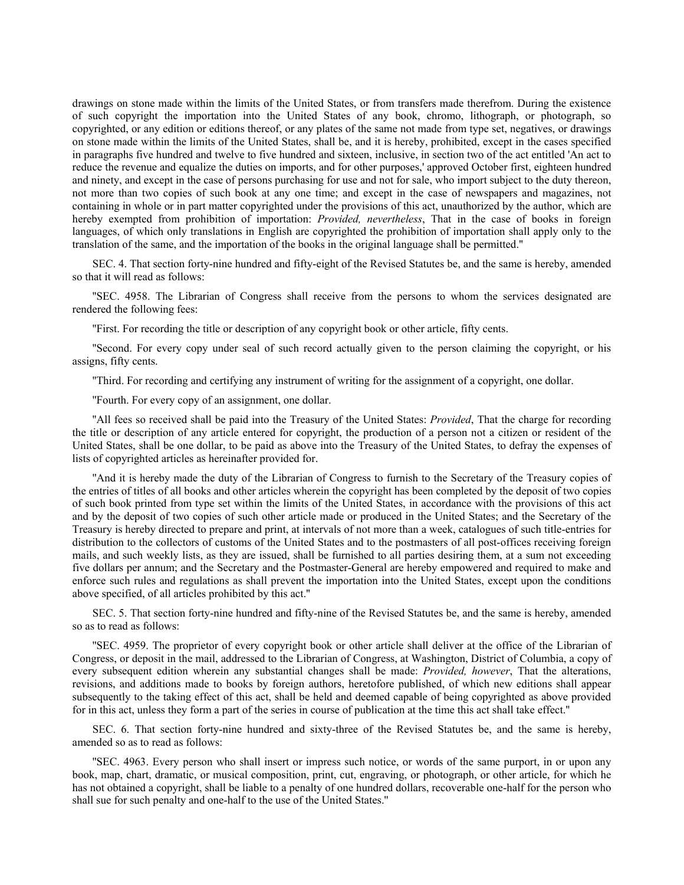drawings on stone made within the limits of the United States, or from transfers made therefrom. During the existence of such copyright the importation into the United States of any book, chromo, lithograph, or photograph, so copyrighted, or any edition or editions thereof, or any plates of the same not made from type set, negatives, or drawings on stone made within the limits of the United States, shall be, and it is hereby, prohibited, except in the cases specified in paragraphs five hundred and twelve to five hundred and sixteen, inclusive, in section two of the act entitled 'An act to reduce the revenue and equalize the duties on imports, and for other purposes,' approved October first, eighteen hundred and ninety, and except in the case of persons purchasing for use and not for sale, who import subject to the duty thereon, not more than two copies of such book at any one time; and except in the case of newspapers and magazines, not containing in whole or in part matter copyrighted under the provisions of this act, unauthorized by the author, which are hereby exempted from prohibition of importation: *Provided, nevertheless*, That in the case of books in foreign languages, of which only translations in English are copyrighted the prohibition of importation shall apply only to the translation of the same, and the importation of the books in the original language shall be permitted."

SEC. 4. That section forty-nine hundred and fifty-eight of the Revised Statutes be, and the same is hereby, amended so that it will read as follows:

"SEC. 4958. The Librarian of Congress shall receive from the persons to whom the services designated are rendered the following fees:

"First. For recording the title or description of any copyright book or other article, fifty cents.

"Second. For every copy under seal of such record actually given to the person claiming the copyright, or his assigns, fifty cents.

"Third. For recording and certifying any instrument of writing for the assignment of a copyright, one dollar.

"Fourth. For every copy of an assignment, one dollar.

"All fees so received shall be paid into the Treasury of the United States: *Provided*, That the charge for recording the title or description of any article entered for copyright, the production of a person not a citizen or resident of the United States, shall be one dollar, to be paid as above into the Treasury of the United States, to defray the expenses of lists of copyrighted articles as hereinafter provided for.

"And it is hereby made the duty of the Librarian of Congress to furnish to the Secretary of the Treasury copies of the entries of titles of all books and other articles wherein the copyright has been completed by the deposit of two copies of such book printed from type set within the limits of the United States, in accordance with the provisions of this act and by the deposit of two copies of such other article made or produced in the United States; and the Secretary of the Treasury is hereby directed to prepare and print, at intervals of not more than a week, catalogues of such title-entries for distribution to the collectors of customs of the United States and to the postmasters of all post-offices receiving foreign mails, and such weekly lists, as they are issued, shall be furnished to all parties desiring them, at a sum not exceeding five dollars per annum; and the Secretary and the Postmaster-General are hereby empowered and required to make and enforce such rules and regulations as shall prevent the importation into the United States, except upon the conditions above specified, of all articles prohibited by this act."

SEC. 5. That section forty-nine hundred and fifty-nine of the Revised Statutes be, and the same is hereby, amended so as to read as follows:

"SEC. 4959. The proprietor of every copyright book or other article shall deliver at the office of the Librarian of Congress, or deposit in the mail, addressed to the Librarian of Congress, at Washington, District of Columbia, a copy of every subsequent edition wherein any substantial changes shall be made: *Provided, however*, That the alterations, revisions, and additions made to books by foreign authors, heretofore published, of which new editions shall appear subsequently to the taking effect of this act, shall be held and deemed capable of being copyrighted as above provided for in this act, unless they form a part of the series in course of publication at the time this act shall take effect."

SEC. 6. That section forty-nine hundred and sixty-three of the Revised Statutes be, and the same is hereby, amended so as to read as follows:

"SEC. 4963. Every person who shall insert or impress such notice, or words of the same purport, in or upon any book, map, chart, dramatic, or musical composition, print, cut, engraving, or photograph, or other article, for which he has not obtained a copyright, shall be liable to a penalty of one hundred dollars, recoverable one-half for the person who shall sue for such penalty and one-half to the use of the United States."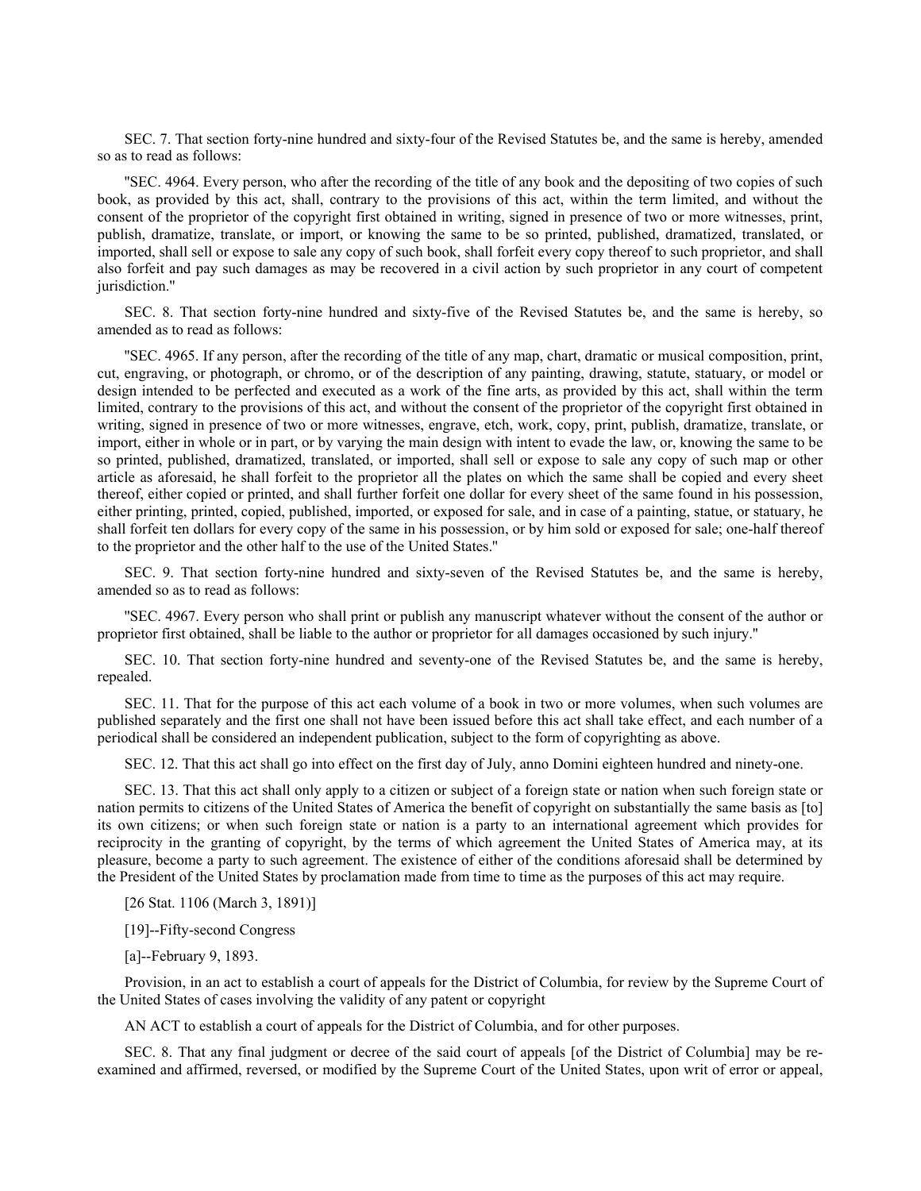SEC. 7. That section forty-nine hundred and sixty-four of the Revised Statutes be, and the same is hereby, amended so as to read as follows:

"SEC. 4964. Every person, who after the recording of the title of any book and the depositing of two copies of such book, as provided by this act, shall, contrary to the provisions of this act, within the term limited, and without the consent of the proprietor of the copyright first obtained in writing, signed in presence of two or more witnesses, print, publish, dramatize, translate, or import, or knowing the same to be so printed, published, dramatized, translated, or imported, shall sell or expose to sale any copy of such book, shall forfeit every copy thereof to such proprietor, and shall also forfeit and pay such damages as may be recovered in a civil action by such proprietor in any court of competent jurisdiction."

SEC. 8. That section forty-nine hundred and sixty-five of the Revised Statutes be, and the same is hereby, so amended as to read as follows:

"SEC. 4965. If any person, after the recording of the title of any map, chart, dramatic or musical composition, print, cut, engraving, or photograph, or chromo, or of the description of any painting, drawing, statute, statuary, or model or design intended to be perfected and executed as a work of the fine arts, as provided by this act, shall within the term limited, contrary to the provisions of this act, and without the consent of the proprietor of the copyright first obtained in writing, signed in presence of two or more witnesses, engrave, etch, work, copy, print, publish, dramatize, translate, or import, either in whole or in part, or by varying the main design with intent to evade the law, or, knowing the same to be so printed, published, dramatized, translated, or imported, shall sell or expose to sale any copy of such map or other article as aforesaid, he shall forfeit to the proprietor all the plates on which the same shall be copied and every sheet thereof, either copied or printed, and shall further forfeit one dollar for every sheet of the same found in his possession, either printing, printed, copied, published, imported, or exposed for sale, and in case of a painting, statue, or statuary, he shall forfeit ten dollars for every copy of the same in his possession, or by him sold or exposed for sale; one-half thereof to the proprietor and the other half to the use of the United States."

SEC. 9. That section forty-nine hundred and sixty-seven of the Revised Statutes be, and the same is hereby, amended so as to read as follows:

"SEC. 4967. Every person who shall print or publish any manuscript whatever without the consent of the author or proprietor first obtained, shall be liable to the author or proprietor for all damages occasioned by such injury."

SEC. 10. That section forty-nine hundred and seventy-one of the Revised Statutes be, and the same is hereby, repealed.

SEC. 11. That for the purpose of this act each volume of a book in two or more volumes, when such volumes are published separately and the first one shall not have been issued before this act shall take effect, and each number of a periodical shall be considered an independent publication, subject to the form of copyrighting as above.

SEC. 12. That this act shall go into effect on the first day of July, anno Domini eighteen hundred and ninety-one.

SEC. 13. That this act shall only apply to a citizen or subject of a foreign state or nation when such foreign state or nation permits to citizens of the United States of America the benefit of copyright on substantially the same basis as [to] its own citizens; or when such foreign state or nation is a party to an international agreement which provides for reciprocity in the granting of copyright, by the terms of which agreement the United States of America may, at its pleasure, become a party to such agreement. The existence of either of the conditions aforesaid shall be determined by the President of the United States by proclamation made from time to time as the purposes of this act may require.

[26 Stat. 1106 (March 3, 1891)]

[19]--Fifty-second Congress

[a]--February 9, 1893.

Provision, in an act to establish a court of appeals for the District of Columbia, for review by the Supreme Court of the United States of cases involving the validity of any patent or copyright

AN ACT to establish a court of appeals for the District of Columbia, and for other purposes.

SEC. 8. That any final judgment or decree of the said court of appeals [of the District of Columbia] may be re-examined and affirmed, reversed, or modified by the Supreme Court of the United States, upon writ of error or appeal,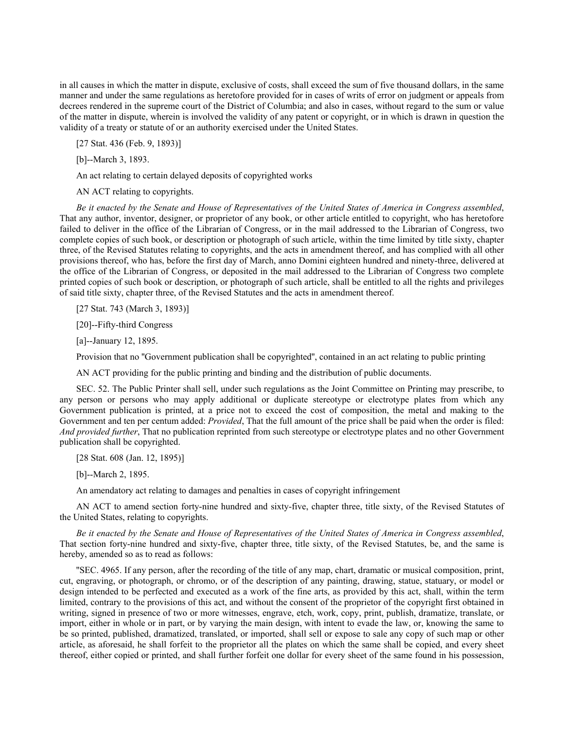in all causes in which the matter in dispute, exclusive of costs, shall exceed the sum of five thousand dollars, in the same manner and under the same regulations as heretofore provided for in cases of writs of error on judgment or appeals from decrees rendered in the supreme court of the District of Columbia; and also in cases, without regard to the sum or value of the matter in dispute, wherein is involved the validity of any patent or copyright, or in which is drawn in question the validity of a treaty or statute of or an authority exercised under the United States.

[27 Stat. 436 (Feb. 9, 1893)]

[b]--March 3, 1893.

An act relating to certain delayed deposits of copyrighted works

AN ACT relating to copyrights.

*Be it enacted by the Senate and House of Representatives of the United States of America in Congress assembled*, That any author, inventor, designer, or proprietor of any book, or other article entitled to copyright, who has heretofore failed to deliver in the office of the Librarian of Congress, or in the mail addressed to the Librarian of Congress, two complete copies of such book, or description or photograph of such article, within the time limited by title sixty, chapter three, of the Revised Statutes relating to copyrights, and the acts in amendment thereof, and has complied with all other provisions thereof, who has, before the first day of March, anno Domini eighteen hundred and ninety-three, delivered at the office of the Librarian of Congress, or deposited in the mail addressed to the Librarian of Congress two complete printed copies of such book or description, or photograph of such article, shall be entitled to all the rights and privileges of said title sixty, chapter three, of the Revised Statutes and the acts in amendment thereof.

[27 Stat. 743 (March 3, 1893)]

[20]--Fifty-third Congress

[a]--January 12, 1895.

Provision that no "Government publication shall be copyrighted", contained in an act relating to public printing

AN ACT providing for the public printing and binding and the distribution of public documents.

SEC. 52. The Public Printer shall sell, under such regulations as the Joint Committee on Printing may prescribe, to any person or persons who may apply additional or duplicate stereotype or electrotype plates from which any Government publication is printed, at a price not to exceed the cost of composition, the metal and making to the Government and ten per centum added: *Provided*, That the full amount of the price shall be paid when the order is filed: *And provided further*, That no publication reprinted from such stereotype or electrotype plates and no other Government publication shall be copyrighted.

[28 Stat. 608 (Jan. 12, 1895)]

[b]--March 2, 1895.

An amendatory act relating to damages and penalties in cases of copyright infringement

AN ACT to amend section forty-nine hundred and sixty-five, chapter three, title sixty, of the Revised Statutes of the United States, relating to copyrights.

*Be it enacted by the Senate and House of Representatives of the United States of America in Congress assembled*, That section forty-nine hundred and sixty-five, chapter three, title sixty, of the Revised Statutes, be, and the same is hereby, amended so as to read as follows:

"SEC. 4965. If any person, after the recording of the title of any map, chart, dramatic or musical composition, print, cut, engraving, or photograph, or chromo, or of the description of any painting, drawing, statue, statuary, or model or design intended to be perfected and executed as a work of the fine arts, as provided by this act, shall, within the term limited, contrary to the provisions of this act, and without the consent of the proprietor of the copyright first obtained in writing, signed in presence of two or more witnesses, engrave, etch, work, copy, print, publish, dramatize, translate, or import, either in whole or in part, or by varying the main design, with intent to evade the law, or, knowing the same to be so printed, published, dramatized, translated, or imported, shall sell or expose to sale any copy of such map or other article, as aforesaid, he shall forfeit to the proprietor all the plates on which the same shall be copied, and every sheet thereof, either copied or printed, and shall further forfeit one dollar for every sheet of the same found in his possession,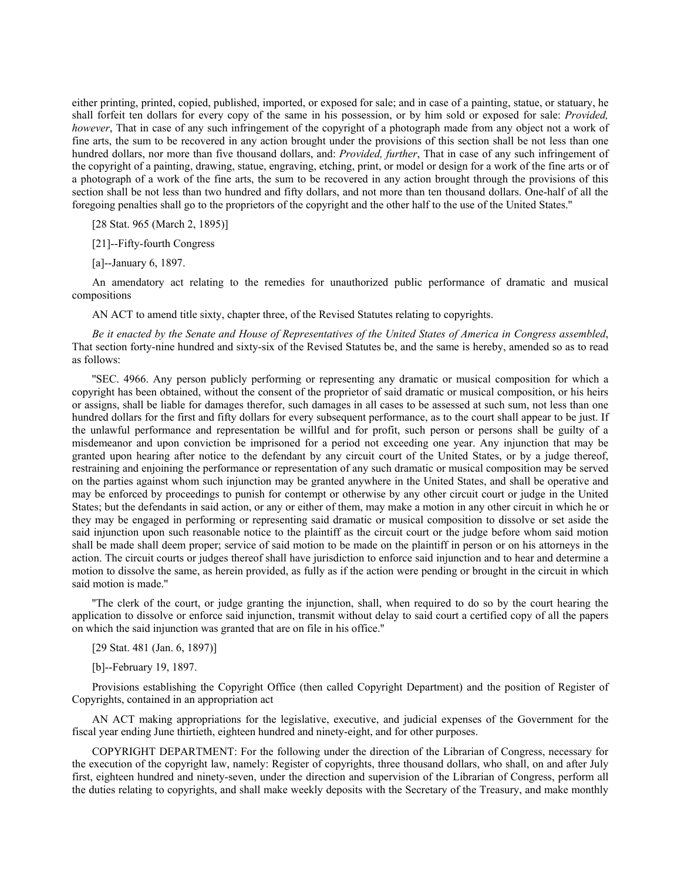either printing, printed, copied, published, imported, or exposed for sale; and in case of a painting, statue, or statuary, he shall forfeit ten dollars for every copy of the same in his possession, or by him sold or exposed for sale: *Provided, however*, That in case of any such infringement of the copyright of a photograph made from any object not a work of fine arts, the sum to be recovered in any action brought under the provisions of this section shall be not less than one hundred dollars, nor more than five thousand dollars, and: *Provided, further*, That in case of any such infringement of the copyright of a painting, drawing, statue, engraving, etching, print, or model or design for a work of the fine arts or of a photograph of a work of the fine arts, the sum to be recovered in any action brought through the provisions of this section shall be not less than two hundred and fifty dollars, and not more than ten thousand dollars. One-half of all the foregoing penalties shall go to the proprietors of the copyright and the other half to the use of the United States."

[28 Stat. 965 (March 2, 1895)]

[21]--Fifty-fourth Congress

[a]--January 6, 1897.

An amendatory act relating to the remedies for unauthorized public performance of dramatic and musical compositions

AN ACT to amend title sixty, chapter three, of the Revised Statutes relating to copyrights.

*Be it enacted by the Senate and House of Representatives of the United States of America in Congress assembled*, That section forty-nine hundred and sixty-six of the Revised Statutes be, and the same is hereby, amended so as to read as follows:

"SEC. 4966. Any person publicly performing or representing any dramatic or musical composition for which a copyright has been obtained, without the consent of the proprietor of said dramatic or musical composition, or his heirs or assigns, shall be liable for damages therefor, such damages in all cases to be assessed at such sum, not less than one hundred dollars for the first and fifty dollars for every subsequent performance, as to the court shall appear to be just. If the unlawful performance and representation be willful and for profit, such person or persons shall be guilty of a misdemeanor and upon conviction be imprisoned for a period not exceeding one year. Any injunction that may be granted upon hearing after notice to the defendant by any circuit court of the United States, or by a judge thereof, restraining and enjoining the performance or representation of any such dramatic or musical composition may be served on the parties against whom such injunction may be granted anywhere in the United States, and shall be operative and may be enforced by proceedings to punish for contempt or otherwise by any other circuit court or judge in the United States; but the defendants in said action, or any or either of them, may make a motion in any other circuit in which he or they may be engaged in performing or representing said dramatic or musical composition to dissolve or set aside the said injunction upon such reasonable notice to the plaintiff as the circuit court or the judge before whom said motion shall be made shall deem proper; service of said motion to be made on the plaintiff in person or on his attorneys in the action. The circuit courts or judges thereof shall have jurisdiction to enforce said injunction and to hear and determine a motion to dissolve the same, as herein provided, as fully as if the action were pending or brought in the circuit in which said motion is made."

"The clerk of the court, or judge granting the injunction, shall, when required to do so by the court hearing the application to dissolve or enforce said injunction, transmit without delay to said court a certified copy of all the papers on which the said injunction was granted that are on file in his office."

[29 Stat. 481 (Jan. 6, 1897)]

[b]--February 19, 1897.

Provisions establishing the Copyright Office (then called Copyright Department) and the position of Register of Copyrights, contained in an appropriation act

AN ACT making appropriations for the legislative, executive, and judicial expenses of the Government for the fiscal year ending June thirtieth, eighteen hundred and ninety-eight, and for other purposes.

COPYRIGHT DEPARTMENT: For the following under the direction of the Librarian of Congress, necessary for the execution of the copyright law, namely: Register of copyrights, three thousand dollars, who shall, on and after July first, eighteen hundred and ninety-seven, under the direction and supervision of the Librarian of Congress, perform all the duties relating to copyrights, and shall make weekly deposits with the Secretary of the Treasury, and make monthly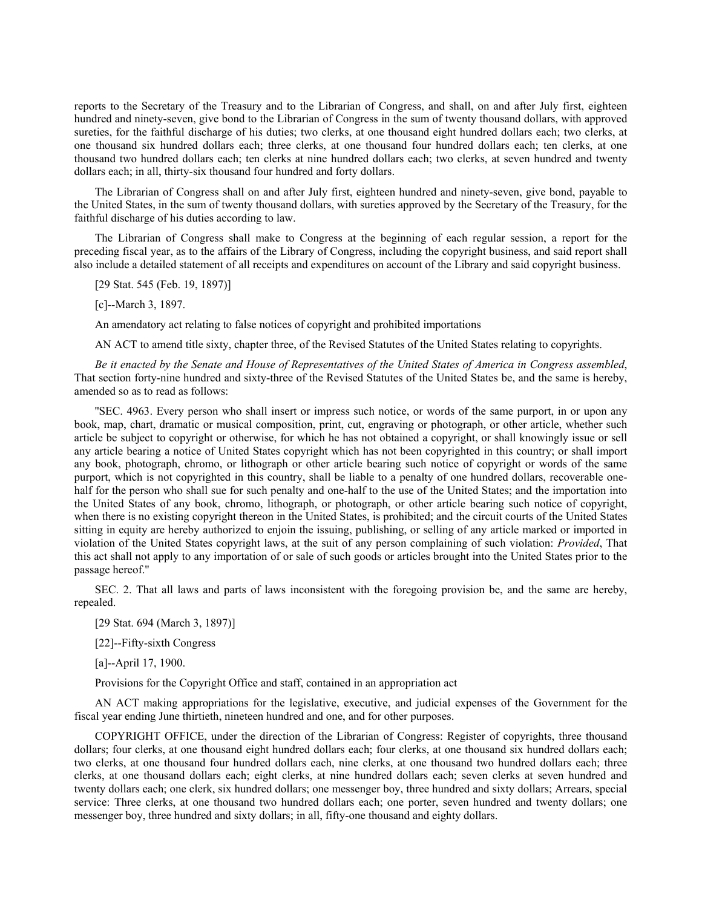reports to the Secretary of the Treasury and to the Librarian of Congress, and shall, on and after July first, eighteen hundred and ninety-seven, give bond to the Librarian of Congress in the sum of twenty thousand dollars, with approved sureties, for the faithful discharge of his duties; two clerks, at one thousand eight hundred dollars each; two clerks, at one thousand six hundred dollars each; three clerks, at one thousand four hundred dollars each; ten clerks, at one thousand two hundred dollars each; ten clerks at nine hundred dollars each; two clerks, at seven hundred and twenty dollars each; in all, thirty-six thousand four hundred and forty dollars.

The Librarian of Congress shall on and after July first, eighteen hundred and ninety-seven, give bond, payable to the United States, in the sum of twenty thousand dollars, with sureties approved by the Secretary of the Treasury, for the faithful discharge of his duties according to law.

The Librarian of Congress shall make to Congress at the beginning of each regular session, a report for the preceding fiscal year, as to the affairs of the Library of Congress, including the copyright business, and said report shall also include a detailed statement of all receipts and expenditures on account of the Library and said copyright business.

[29 Stat. 545 (Feb. 19, 1897)]

[c]--March 3, 1897.

An amendatory act relating to false notices of copyright and prohibited importations

AN ACT to amend title sixty, chapter three, of the Revised Statutes of the United States relating to copyrights.

*Be it enacted by the Senate and House of Representatives of the United States of America in Congress assembled*, That section forty-nine hundred and sixty-three of the Revised Statutes of the United States be, and the same is hereby, amended so as to read as follows:

"SEC. 4963. Every person who shall insert or impress such notice, or words of the same purport, in or upon any book, map, chart, dramatic or musical composition, print, cut, engraving or photograph, or other article, whether such article be subject to copyright or otherwise, for which he has not obtained a copyright, or shall knowingly issue or sell any article bearing a notice of United States copyright which has not been copyrighted in this country; or shall import any book, photograph, chromo, or lithograph or other article bearing such notice of copyright or words of the same purport, which is not copyrighted in this country, shall be liable to a penalty of one hundred dollars, recoverable one-half for the person who shall sue for such penalty and one-half to the use of the United States; and the importation into the United States of any book, chromo, lithograph, or photograph, or other article bearing such notice of copyright, when there is no existing copyright thereon in the United States, is prohibited; and the circuit courts of the United States sitting in equity are hereby authorized to enjoin the issuing, publishing, or selling of any article marked or imported in violation of the United States copyright laws, at the suit of any person complaining of such violation: *Provided*, That this act shall not apply to any importation of or sale of such goods or articles brought into the United States prior to the passage hereof."

SEC. 2. That all laws and parts of laws inconsistent with the foregoing provision be, and the same are hereby, repealed.

[29 Stat. 694 (March 3, 1897)]

[22]--Fifty-sixth Congress

[a]--April 17, 1900.

Provisions for the Copyright Office and staff, contained in an appropriation act

AN ACT making appropriations for the legislative, executive, and judicial expenses of the Government for the fiscal year ending June thirtieth, nineteen hundred and one, and for other purposes.

COPYRIGHT OFFICE, under the direction of the Librarian of Congress: Register of copyrights, three thousand dollars; four clerks, at one thousand eight hundred dollars each; four clerks, at one thousand six hundred dollars each; two clerks, at one thousand four hundred dollars each, nine clerks, at one thousand two hundred dollars each; three clerks, at one thousand dollars each; eight clerks, at nine hundred dollars each; seven clerks at seven hundred and twenty dollars each; one clerk, six hundred dollars; one messenger boy, three hundred and sixty dollars; Arrears, special service: Three clerks, at one thousand two hundred dollars each; one porter, seven hundred and twenty dollars; one messenger boy, three hundred and sixty dollars; in all, fifty-one thousand and eighty dollars.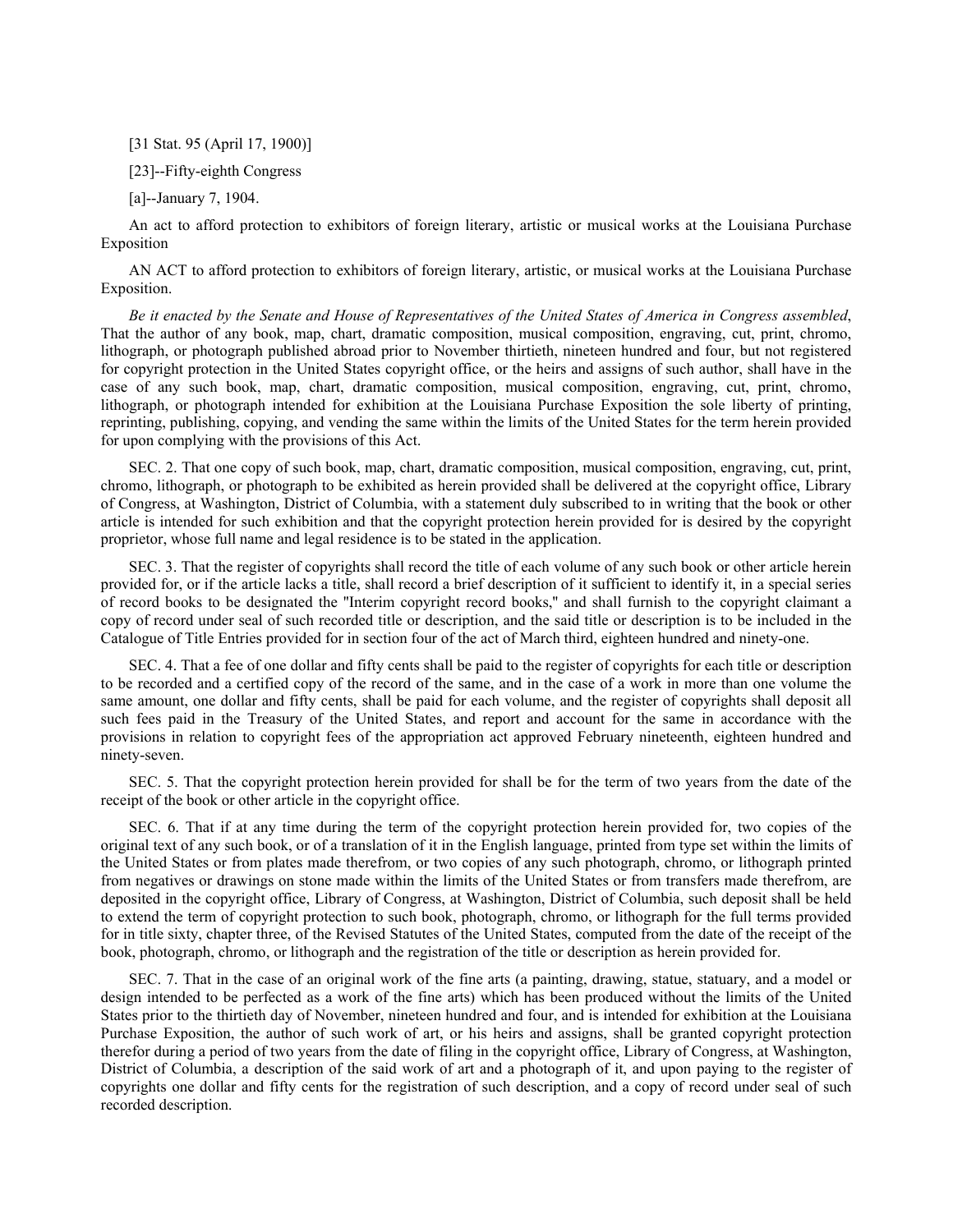[31 Stat. 95 (April 17, 1900)]

[23]--Fifty-eighth Congress

[a]--January 7, 1904.

An act to afford protection to exhibitors of foreign literary, artistic or musical works at the Louisiana Purchase Exposition

AN ACT to afford protection to exhibitors of foreign literary, artistic, or musical works at the Louisiana Purchase Exposition.

*Be it enacted by the Senate and House of Representatives of the United States of America in Congress assembled*, That the author of any book, map, chart, dramatic composition, musical composition, engraving, cut, print, chromo, lithograph, or photograph published abroad prior to November thirtieth, nineteen hundred and four, but not registered for copyright protection in the United States copyright office, or the heirs and assigns of such author, shall have in the case of any such book, map, chart, dramatic composition, musical composition, engraving, cut, print, chromo, lithograph, or photograph intended for exhibition at the Louisiana Purchase Exposition the sole liberty of printing, reprinting, publishing, copying, and vending the same within the limits of the United States for the term herein provided for upon complying with the provisions of this Act.

SEC. 2. That one copy of such book, map, chart, dramatic composition, musical composition, engraving, cut, print, chromo, lithograph, or photograph to be exhibited as herein provided shall be delivered at the copyright office, Library of Congress, at Washington, District of Columbia, with a statement duly subscribed to in writing that the book or other article is intended for such exhibition and that the copyright protection herein provided for is desired by the copyright proprietor, whose full name and legal residence is to be stated in the application.

SEC. 3. That the register of copyrights shall record the title of each volume of any such book or other article herein provided for, or if the article lacks a title, shall record a brief description of it sufficient to identify it, in a special series of record books to be designated the "Interim copyright record books," and shall furnish to the copyright claimant a copy of record under seal of such recorded title or description, and the said title or description is to be included in the Catalogue of Title Entries provided for in section four of the act of March third, eighteen hundred and ninety-one.

SEC. 4. That a fee of one dollar and fifty cents shall be paid to the register of copyrights for each title or description to be recorded and a certified copy of the record of the same, and in the case of a work in more than one volume the same amount, one dollar and fifty cents, shall be paid for each volume, and the register of copyrights shall deposit all such fees paid in the Treasury of the United States, and report and account for the same in accordance with the provisions in relation to copyright fees of the appropriation act approved February nineteenth, eighteen hundred and ninety-seven.

SEC. 5. That the copyright protection herein provided for shall be for the term of two years from the date of the receipt of the book or other article in the copyright office.

SEC. 6. That if at any time during the term of the copyright protection herein provided for, two copies of the original text of any such book, or of a translation of it in the English language, printed from type set within the limits of the United States or from plates made therefrom, or two copies of any such photograph, chromo, or lithograph printed from negatives or drawings on stone made within the limits of the United States or from transfers made therefrom, are deposited in the copyright office, Library of Congress, at Washington, District of Columbia, such deposit shall be held to extend the term of copyright protection to such book, photograph, chromo, or lithograph for the full terms provided for in title sixty, chapter three, of the Revised Statutes of the United States, computed from the date of the receipt of the book, photograph, chromo, or lithograph and the registration of the title or description as herein provided for.

SEC. 7. That in the case of an original work of the fine arts (a painting, drawing, statue, statuary, and a model or design intended to be perfected as a work of the fine arts) which has been produced without the limits of the United States prior to the thirtieth day of November, nineteen hundred and four, and is intended for exhibition at the Louisiana Purchase Exposition, the author of such work of art, or his heirs and assigns, shall be granted copyright protection therefor during a period of two years from the date of filing in the copyright office, Library of Congress, at Washington, District of Columbia, a description of the said work of art and a photograph of it, and upon paying to the register of copyrights one dollar and fifty cents for the registration of such description, and a copy of record under seal of such recorded description.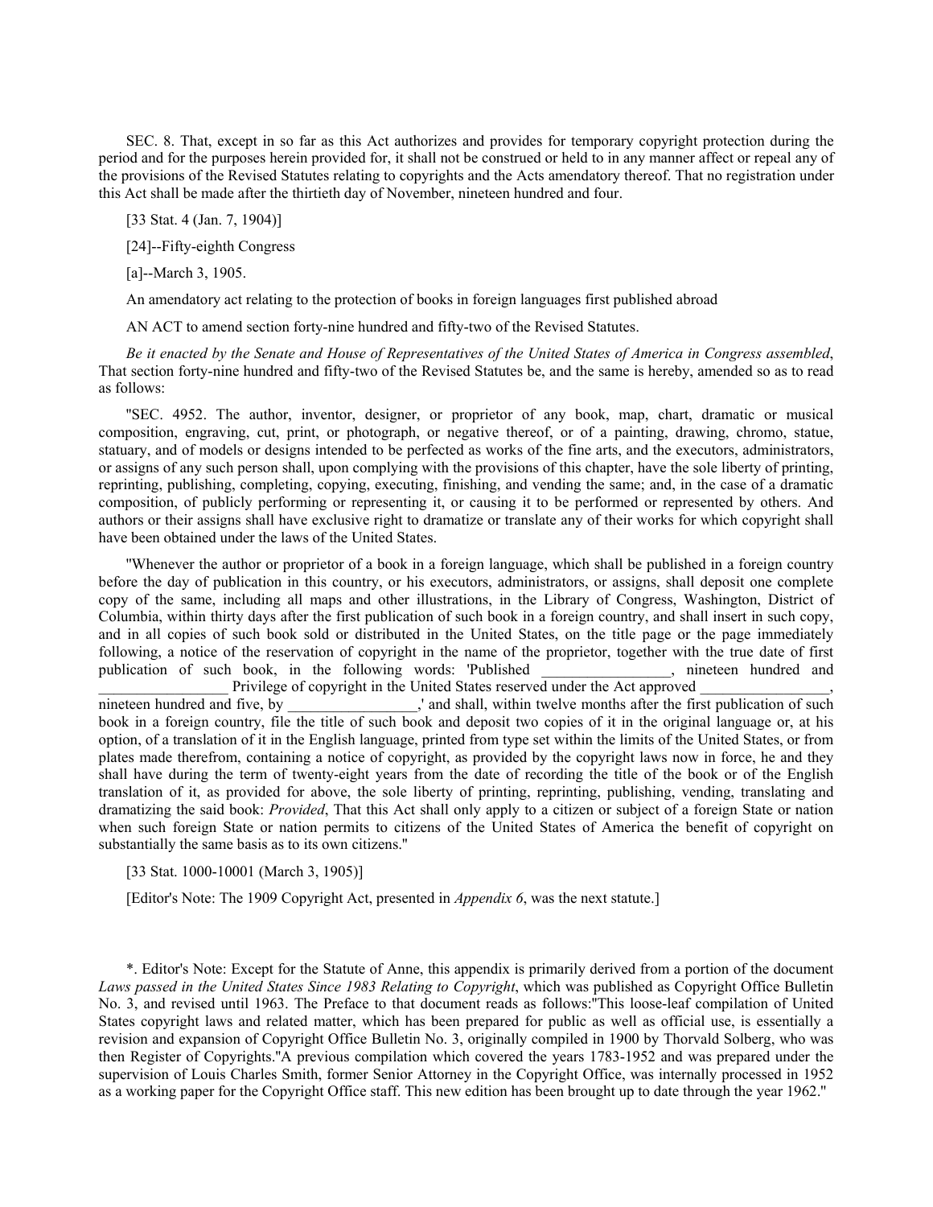SEC. 8. That, except in so far as this Act authorizes and provides for temporary copyright protection during the period and for the purposes herein provided for, it shall not be construed or held to in any manner affect or repeal any of the provisions of the Revised Statutes relating to copyrights and the Acts amendatory thereof. That no registration under this Act shall be made after the thirtieth day of November, nineteen hundred and four.

[33 Stat. 4 (Jan. 7, 1904)]

[24]--Fifty-eighth Congress

[a]--March 3, 1905.

An amendatory act relating to the protection of books in foreign languages first published abroad

AN ACT to amend section forty-nine hundred and fifty-two of the Revised Statutes.

*Be it enacted by the Senate and House of Representatives of the United States of America in Congress assembled*, That section forty-nine hundred and fifty-two of the Revised Statutes be, and the same is hereby, amended so as to read as follows:

"SEC. 4952. The author, inventor, designer, or proprietor of any book, map, chart, dramatic or musical composition, engraving, cut, print, or photograph, or negative thereof, or of a painting, drawing, chromo, statue, statuary, and of models or designs intended to be perfected as works of the fine arts, and the executors, administrators, or assigns of any such person shall, upon complying with the provisions of this chapter, have the sole liberty of printing, reprinting, publishing, completing, copying, executing, finishing, and vending the same; and, in the case of a dramatic composition, of publicly performing or representing it, or causing it to be performed or represented by others. And authors or their assigns shall have exclusive right to dramatize or translate any of their works for which copyright shall have been obtained under the laws of the United States.

"Whenever the author or proprietor of a book in a foreign language, which shall be published in a foreign country before the day of publication in this country, or his executors, administrators, or assigns, shall deposit one complete copy of the same, including all maps and other illustrations, in the Library of Congress, Washington, District of Columbia, within thirty days after the first publication of such book in a foreign country, and shall insert in such copy, and in all copies of such book sold or distributed in the United States, on the title page or the page immediately following, a notice of the reservation of copyright in the name of the proprietor, together with the true date of first publication of such book, in the following words: 'Published _________________, nineteen hundred and _________________ Privilege of copyright in the United States reserved under the Act approved _________________, nineteen hundred and five, by _________________,' and shall, within twelve months after the first publication of such book in a foreign country, file the title of such book and deposit two copies of it in the original language or, at his option, of a translation of it in the English language, printed from type set within the limits of the United States, or from plates made therefrom, containing a notice of copyright, as provided by the copyright laws now in force, he and they shall have during the term of twenty-eight years from the date of recording the title of the book or of the English translation of it, as provided for above, the sole liberty of printing, reprinting, publishing, vending, translating and dramatizing the said book: *Provided*, That this Act shall only apply to a citizen or subject of a foreign State or nation when such foreign State or nation permits to citizens of the United States of America the benefit of copyright on substantially the same basis as to its own citizens."

[33 Stat. 1000-10001 (March 3, 1905)]

[Editor's Note: The 1909 Copyright Act, presented in *Appendix 6*, was the next statute.]

*. Editor's Note: Except for the Statute of Anne, this appendix is primarily derived from a portion of the document *Laws passed in the United States Since 1983 Relating to Copyright*, which was published as Copyright Office Bulletin No. 3, and revised until 1963. The Preface to that document reads as follows:"This loose-leaf compilation of United States copyright laws and related matter, which has been prepared for public as well as official use, is essentially a revision and expansion of Copyright Office Bulletin No. 3, originally compiled in 1900 by Thorvald Solberg, who was then Register of Copyrights."A previous compilation which covered the years 1783-1952 and was prepared under the supervision of Louis Charles Smith, former Senior Attorney in the Copyright Office, was internally processed in 1952 as a working paper for the Copyright Office staff. This new edition has been brought up to date through the year 1962."